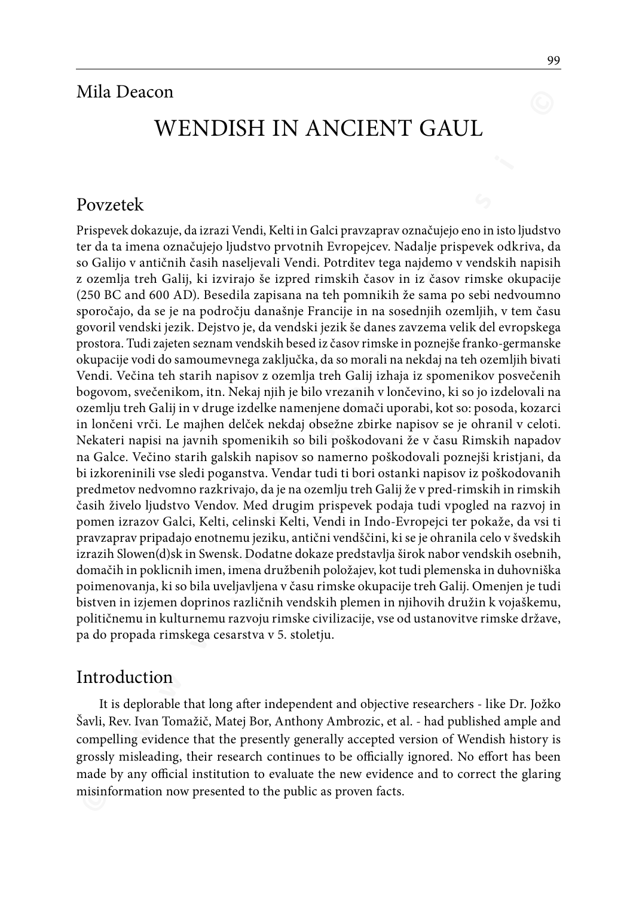Mila Deacon

# WENDISH IN ANCIENT GAUL

## Povzetek

Prispevek dokazuje, da izrazi Vendi, Kelti in Galci pravzaprav označujejo eno in isto ljudstvo ter da ta imena označujejo ljudstvo prvotnih Evropejcev. Nadalje prispevek odkriva, da so Galijo v antičnih časih naseljevali Vendi. Potrditev tega najdemo v vendskih napisih z ozemlja treh Galij, ki izvirajo še izpred rimskih časov in iz časov rimske okupacije (250 BC and 600 AD). Besedila zapisana na teh pomnikih že sama po sebi nedvoumno sporočajo, da se je na področju današnje Francije in na sosednjih ozemljih, v tem času govoril vendski jezik. Dejstvo je, da vendski jezik še danes zavzema velik del evropskega prostora. Tudi zajeten seznam vendskih besed iz časov rimske in poznejše franko-germanske okupacije vodi do samoumevnega zaključka, da so morali na nekdaj na teh ozemljih bivati Vendi. Večina teh starih napisov z ozemlja treh Galij izhaja iz spomenikov posvečenih bogovom, svečenikom, itn. Nekaj njih je bilo vrezanih v lončevino, ki so jo izdelovali na ozemlju treh Galij in v druge izdelke namenjene domači uporabi, kot so: posoda, kozarci in lončeni vrči. Le majhen delček nekdaj obsežne zbirke napisov se je ohranil v celoti. Nekateri napisi na javnih spomenikih so bili poškodovani že v času Rimskih napadov na Galce. Večino starih galskih napisov so namerno poškodovali poznejši kristjani, da bi izkoreninili vse sledi poganstva. Vendar tudi ti bori ostanki napisov iz poškodovanih predmetov nedvomno razkrivajo, da je na ozemlju treh Galij že v pred-rimskih in rimskih časih živelo ljudstvo Vendov. Med drugim prispevek podaja tudi vpogled na razvoj in pomen izrazov Galci, Kelti, celinski Kelti, Vendi in Indo-Evropejci ter pokaže, da vsi ti pravzaprav pripadajo enotnemu jeziku, antični vendščini, ki se je ohranila celo v švedskih izrazih Slowen(d)sk in Swensk. Dodatne dokaze predstavlja širok nabor vendskih osebnih, domačih in poklicnih imen, imena družbenih položajev, kot tudi plemenska in duhovniška poimenovanja, ki so bila uveljavljena v času rimske okupacije treh Galij. Omenjen je tudi bistven in izjemen doprinos različnih vendskih plemen in njihovih družin k vojaškemu, političnemu in kulturnemu razvoju rimske civilizacije, vse od ustanovitve rimske države, pa do propada rimskega cesarstva v 5. stoletju.

## Introduction

It is deplorable that long after independent and objective researchers - like Dr. Jožko Šavli, Rev. Ivan Tomažič, Matej Bor, Anthony Ambrozic, et al. - had published ample and compelling evidence that the presently generally accepted version of Wendish history is grossly misleading, their research continues to be officially ignored. No effort has been made by any official institution to evaluate the new evidence and to correct the glaring misinformation now presented to the public as proven facts.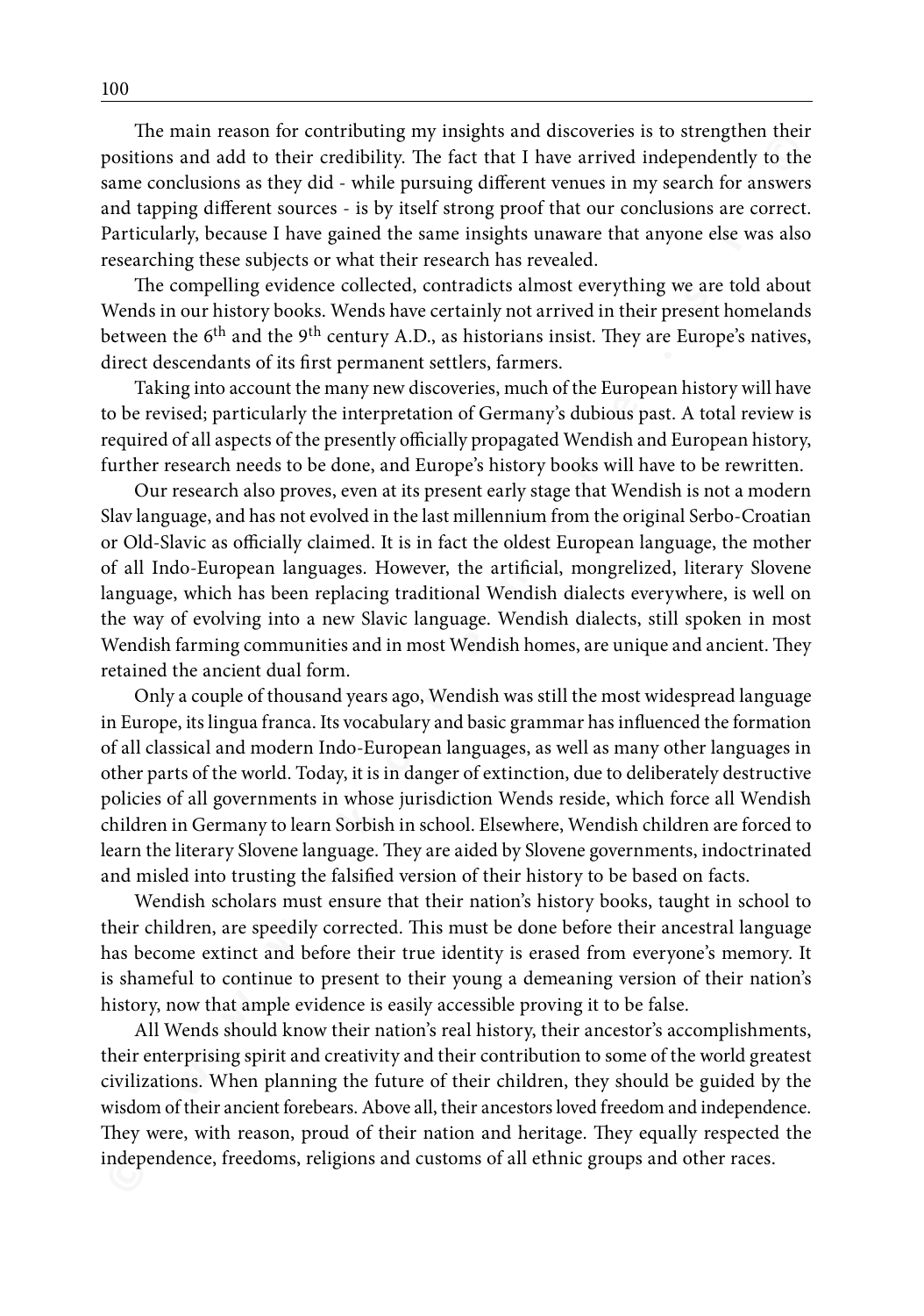The main reason for contributing my insights and discoveries is to strengthen their positions and add to their credibility. The fact that I have arrived independently to the same conclusions as they did - while pursuing different venues in my search for answers and tapping different sources - is by itself strong proof that our conclusions are correct. Particularly, because I have gained the same insights unaware that anyone else was also researching these subjects or what their research has revealed.

The compelling evidence collected, contradicts almost everything we are told about Wends in our history books. Wends have certainly not arrived in their present homelands between the 6th and the 9th century A.D., as historians insist. They are Europe's natives, direct descendants of its first permanent settlers, farmers.

Taking into account the many new discoveries, much of the European history will have to be revised; particularly the interpretation of Germany's dubious past. A total review is required of all aspects of the presently officially propagated Wendish and European history, further research needs to be done, and Europe's history books will have to be rewritten.

Our research also proves, even at its present early stage that Wendish is not a modern Slav language, and has not evolved in the last millennium from the original Serbo-Croatian or Old-Slavic as officially claimed. It is in fact the oldest European language, the mother of all Indo-European languages. However, the artificial, mongrelized, literary Slovene language, which has been replacing traditional Wendish dialects everywhere, is well on the way of evolving into a new Slavic language. Wendish dialects, still spoken in most Wendish farming communities and in most Wendish homes, are unique and ancient. They retained the ancient dual form.

Only a couple of thousand years ago, Wendish was still the most widespread language in Europe, its lingua franca. Its vocabulary and basic grammar has influenced the formation of all classical and modern Indo-European languages, as well as many other languages in other parts of the world. Today, it is in danger of extinction, due to deliberately destructive policies of all governments in whose jurisdiction Wends reside, which force all Wendish children in Germany to learn Sorbish in school. Elsewhere, Wendish children are forced to learn the literary Slovene language. They are aided by Slovene governments, indoctrinated and misled into trusting the falsified version of their history to be based on facts.

Wendish scholars must ensure that their nation's history books, taught in school to their children, are speedily corrected. This must be done before their ancestral language has become extinct and before their true identity is erased from everyone's memory. It is shameful to continue to present to their young a demeaning version of their nation's history, now that ample evidence is easily accessible proving it to be false.

All Wends should know their nation's real history, their ancestor's accomplishments, their enterprising spirit and creativity and their contribution to some of the world greatest civilizations. When planning the future of their children, they should be guided by the wisdom of their ancient forebears. Above all, their ancestors loved freedom and independence. They were, with reason, proud of their nation and heritage. They equally respected the independence, freedoms, religions and customs of all ethnic groups and other races.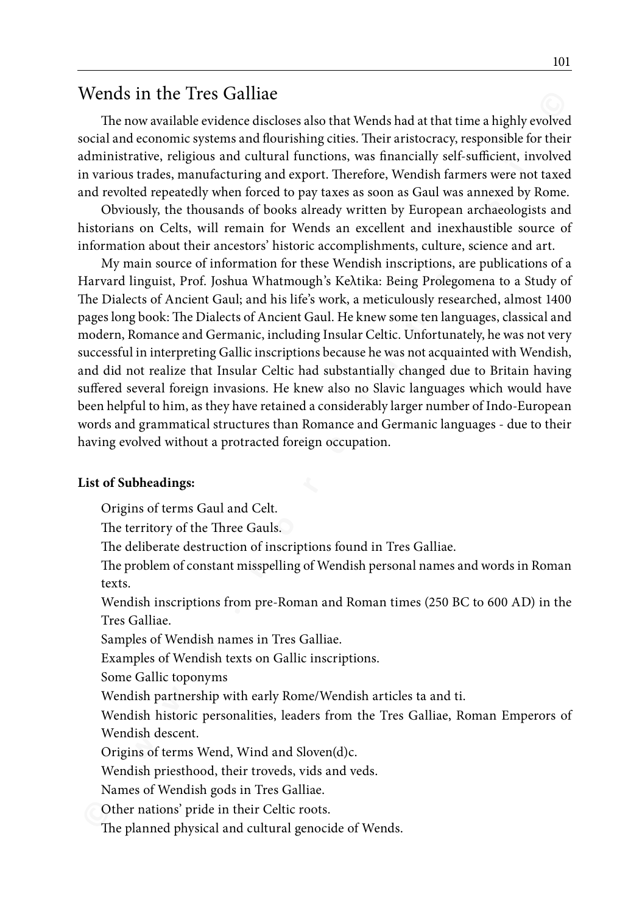# Wends in the Tres Galliae

The now available evidence discloses also that Wends had at that time a highly evolved social and economic systems and flourishing cities. Their aristocracy, responsible for their administrative, religious and cultural functions, was financially self-sufficient, involved in various trades, manufacturing and export. Therefore, Wendish farmers were not taxed and revolted repeatedly when forced to pay taxes as soon as Gaul was annexed by Rome.

Obviously, the thousands of books already written by European archaeologists and historians on Celts, will remain for Wends an excellent and inexhaustible source of information about their ancestors' historic accomplishments, culture, science and art.

My main source of information for these Wendish inscriptions, are publications of a Harvard linguist, Prof. Joshua Whatmough's Keλtika: Being Prolegomena to a Study of The Dialects of Ancient Gaul; and his life's work, a meticulously researched, almost 1400 pages long book: The Dialects of Ancient Gaul. He knew some ten languages, classical and modern, Romance and Germanic, including Insular Celtic. Unfortunately, he was not very successful in interpreting Gallic inscriptions because he was not acquainted with Wendish, and did not realize that Insular Celtic had substantially changed due to Britain having suffered several foreign invasions. He knew also no Slavic languages which would have been helpful to him, as they have retained a considerably larger number of Indo-European words and grammatical structures than Romance and Germanic languages - due to their having evolved without a protracted foreign occupation.

**List of Subheadings:**

Origins of terms Gaul and Celt.

The territory of the Three Gauls.

The deliberate destruction of inscriptions found in Tres Galliae.

The problem of constant misspelling of Wendish personal names and words in Roman texts.

Wendish inscriptions from pre-Roman and Roman times (250 BC to 600 AD) in the Tres Galliae.

Samples of Wendish names in Tres Galliae.

Examples of Wendish texts on Gallic inscriptions.

Some Gallic toponyms

Wendish partnership with early Rome/Wendish articles ta and ti.

Wendish historic personalities, leaders from the Tres Galliae, Roman Emperors of Wendish descent.

Origins of terms Wend, Wind and Sloven(d)c.

Wendish priesthood, their troveds, vids and veds.

Names of Wendish gods in Tres Galliae.

Other nations' pride in their Celtic roots.

The planned physical and cultural genocide of Wends.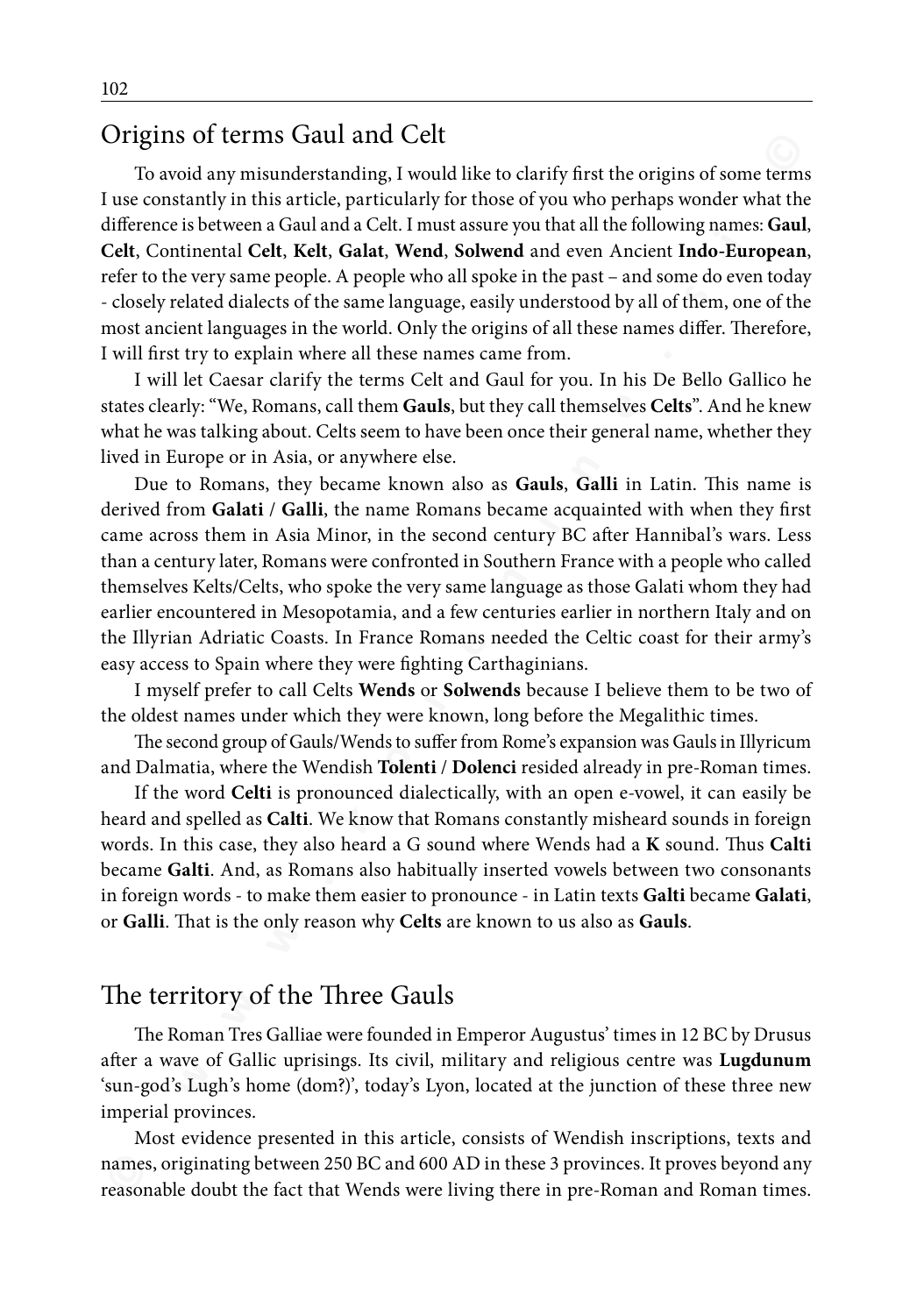## Origins of terms Gaul and Celt

To avoid any misunderstanding, I would like to clarify first the origins of some terms I use constantly in this article, particularly for those of you who perhaps wonder what the difference is between a Gaul and a Celt. I must assure you that all the following names: **Gaul**, **Celt**, Continental **Celt**, **Kelt**, **Galat**, **Wend**, **Solwend** and even Ancient **Indo-European**, refer to the very same people. A people who all spoke in the past – and some do even today - closely related dialects of the same language, easily understood by all of them, one of the most ancient languages in the world. Only the origins of all these names differ. Therefore, I will first try to explain where all these names came from.

I will let Caesar clarify the terms Celt and Gaul for you. In his De Bello Gallico he states clearly: "We, Romans, call them **Gauls**, but they call themselves **Celts**". And he knew what he was talking about. Celts seem to have been once their general name, whether they lived in Europe or in Asia, or anywhere else.

Due to Romans, they became known also as **Gauls**, **Galli** in Latin. This name is derived from **Galati / Galli**, the name Romans became acquainted with when they first came across them in Asia Minor, in the second century BC after Hannibal's wars. Less than a century later, Romans were confronted in Southern France with a people who called themselves Kelts/Celts, who spoke the very same language as those Galati whom they had earlier encountered in Mesopotamia, and a few centuries earlier in northern Italy and on the Illyrian Adriatic Coasts. In France Romans needed the Celtic coast for their army's easy access to Spain where they were fighting Carthaginians.

I myself prefer to call Celts **Wends** or **Solwends** because I believe them to be two of the oldest names under which they were known, long before the Megalithic times.

The second group of Gauls/Wends to suffer from Rome's expansion was Gauls in Illyricum and Dalmatia, where the Wendish **Tolenti / Dolenci** resided already in pre-Roman times.

If the word **Celti** is pronounced dialectically, with an open e-vowel, it can easily be heard and spelled as **Calti**. We know that Romans constantly misheard sounds in foreign words. In this case, they also heard a G sound where Wends had a **K** sound. Thus **Calti** became **Galti**. And, as Romans also habitually inserted vowels between two consonants in foreign words - to make them easier to pronounce - in Latin texts **Galti** became **Galati**, or **Galli**. That is the only reason why **Celts** are known to us also as **Gauls**.

## The territory of the Three Gauls

The Roman Tres Galliae were founded in Emperor Augustus' times in 12 BC by Drusus after a wave of Gallic uprisings. Its civil, military and religious centre was **Lugdunum** 'sun-god's Lugh's home (dom?)', today's Lyon, located at the junction of these three new imperial provinces.

Most evidence presented in this article, consists of Wendish inscriptions, texts and names, originating between 250 BC and 600 AD in these 3 provinces. It proves beyond any reasonable doubt the fact that Wends were living there in pre-Roman and Roman times.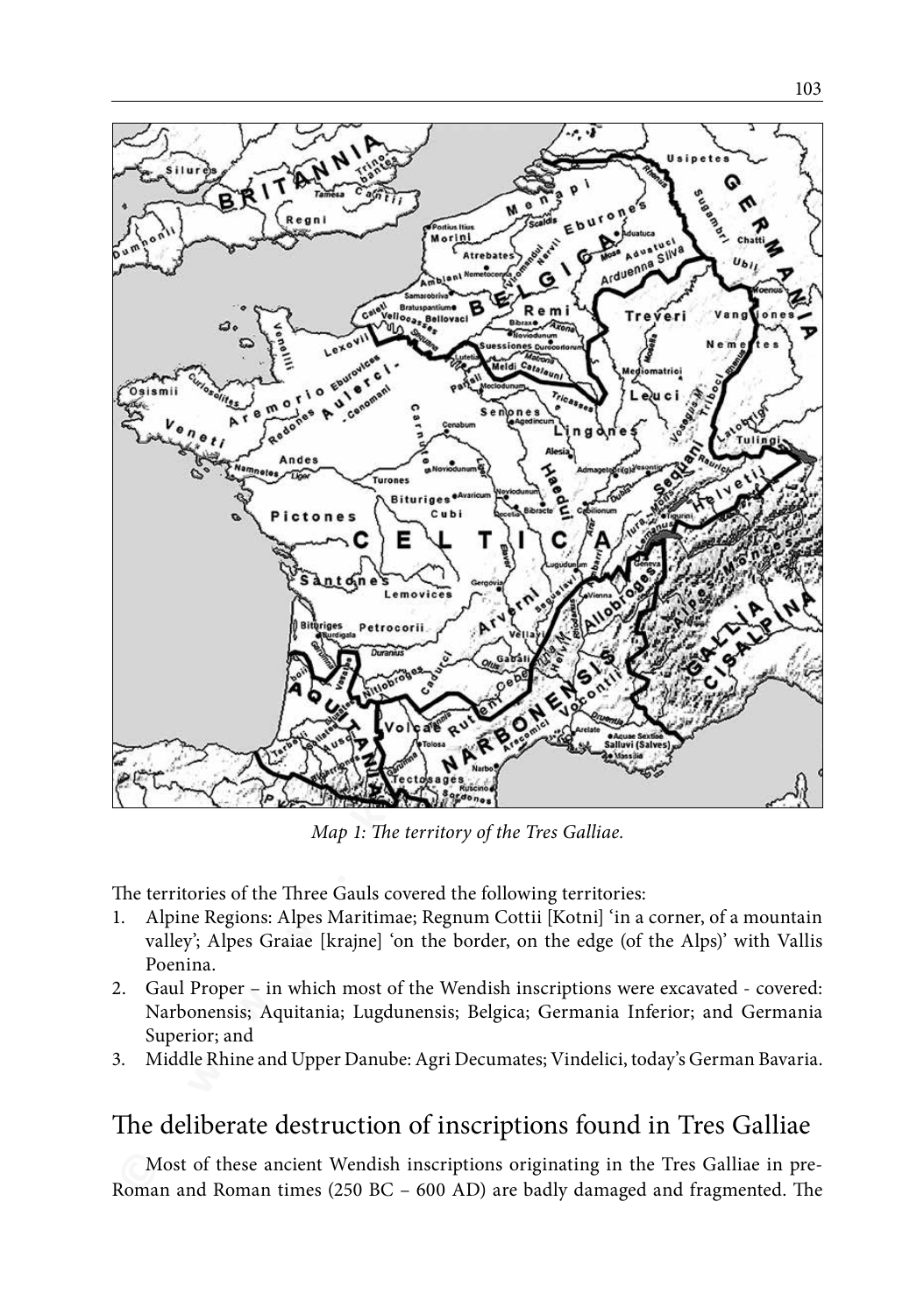*Map 1: The territory of the Tres Galliae.*

The territories of the Three Gauls covered the following territories:

1. Alpine Regions: Alpes Maritimae; Regnum Cottii [Kotni] 'in a corner, of a mountain valley'; Alpes Graiae [krajne] 'on the border, on the edge (of the Alps)' with Vallis Poenina.
2. Gaul Proper – in which most of the Wendish inscriptions were excavated - covered: Narbonensis; Aquitania; Lugdunensis; Belgica; Germania Inferior; and Germania Superior; and
3. Middle Rhine and Upper Danube: Agri Decumates; Vindelici, today's German Bavaria.

## The deliberate destruction of inscriptions found in Tres Galliae

Most of these ancient Wendish inscriptions originating in the Tres Galliae in pre-Roman and Roman times (250 BC – 600 AD) are badly damaged and fragmented. The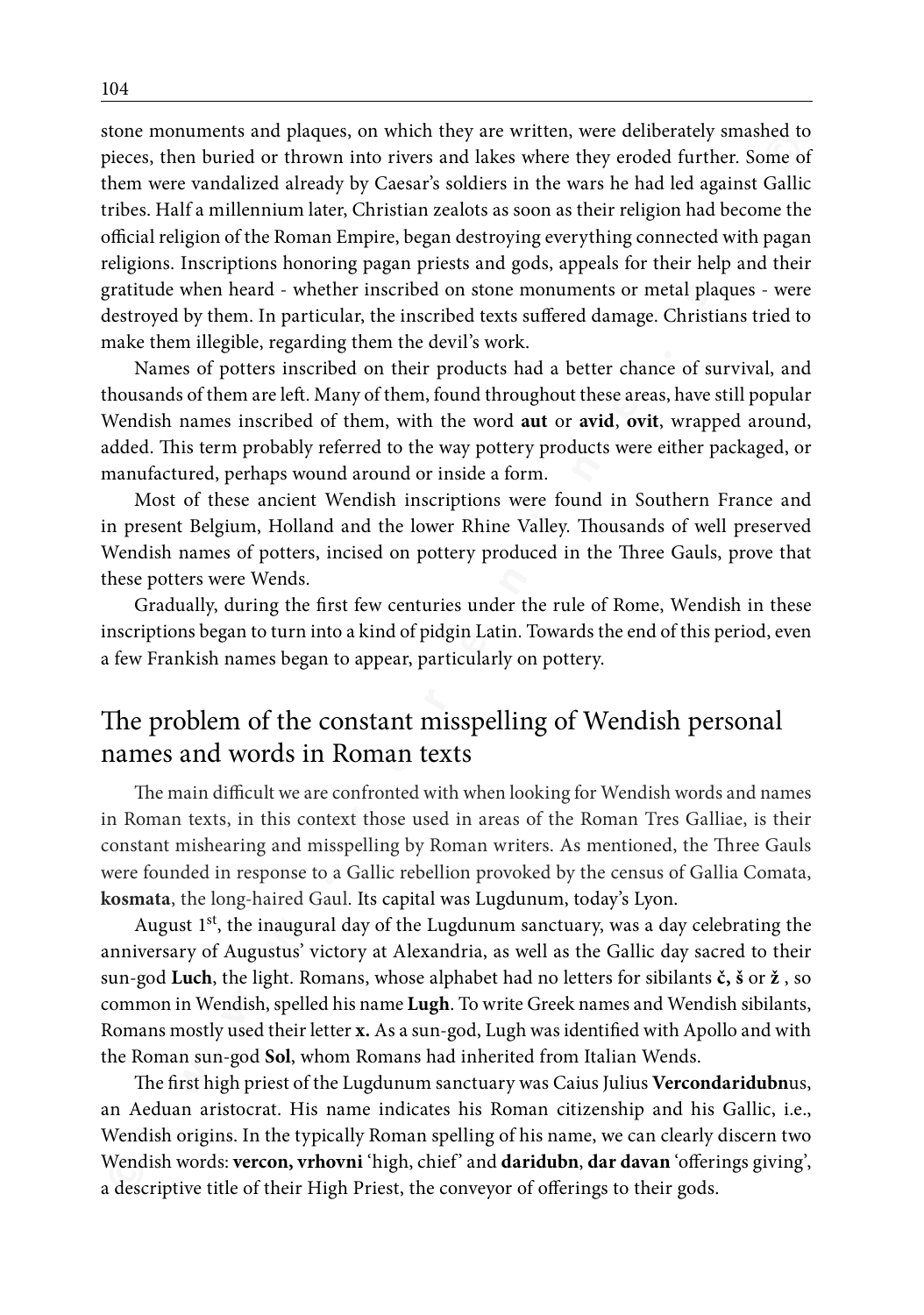stone monuments and plaques, on which they are written, were deliberately smashed to pieces, then buried or thrown into rivers and lakes where they eroded further. Some of them were vandalized already by Caesar's soldiers in the wars he had led against Gallic tribes. Half a millennium later, Christian zealots as soon as their religion had become the official religion of the Roman Empire, began destroying everything connected with pagan religions. Inscriptions honoring pagan priests and gods, appeals for their help and their gratitude when heard - whether inscribed on stone monuments or metal plaques - were destroyed by them. In particular, the inscribed texts suffered damage. Christians tried to make them illegible, regarding them the devil's work.

Names of potters inscribed on their products had a better chance of survival, and thousands of them are left. Many of them, found throughout these areas, have still popular Wendish names inscribed of them, with the word **aut** or **avid**, **ovit**, wrapped around, added. This term probably referred to the way pottery products were either packaged, or manufactured, perhaps wound around or inside a form.

Most of these ancient Wendish inscriptions were found in Southern France and in present Belgium, Holland and the lower Rhine Valley. Thousands of well preserved Wendish names of potters, incised on pottery produced in the Three Gauls, prove that these potters were Wends.

Gradually, during the first few centuries under the rule of Rome, Wendish in these inscriptions began to turn into a kind of pidgin Latin. Towards the end of this period, even a few Frankish names began to appear, particularly on pottery.

## The problem of the constant misspelling of Wendish personal names and words in Roman texts

The main difficult we are confronted with when looking for Wendish words and names in Roman texts, in this context those used in areas of the Roman Tres Galliae, is their constant mishearing and misspelling by Roman writers. As mentioned, the Three Gauls were founded in response to a Gallic rebellion provoked by the census of Gallia Comata, **kosmata**, the long-haired Gaul. Its capital was Lugdunum, today's Lyon.

August 1st, the inaugural day of the Lugdunum sanctuary, was a day celebrating the anniversary of Augustus' victory at Alexandria, as well as the Gallic day sacred to their sun-god **Luch**, the light. Romans, whose alphabet had no letters for sibilants **č, š** or **ž** , so common in Wendish, spelled his name **Lugh**. To write Greek names and Wendish sibilants, Romans mostly used their letter **x.** As a sun-god, Lugh was identified with Apollo and with the Roman sun-god **Sol**, whom Romans had inherited from Italian Wends.

The first high priest of the Lugdunum sanctuary was Caius Julius **Vercondaridubn**us, an Aeduan aristocrat. His name indicates his Roman citizenship and his Gallic, i.e., Wendish origins. In the typically Roman spelling of his name, we can clearly discern two Wendish words: **vercon, vrhovni** 'high, chief' and **daridubn**, **dar davan** 'offerings giving', a descriptive title of their High Priest, the conveyor of offerings to their gods.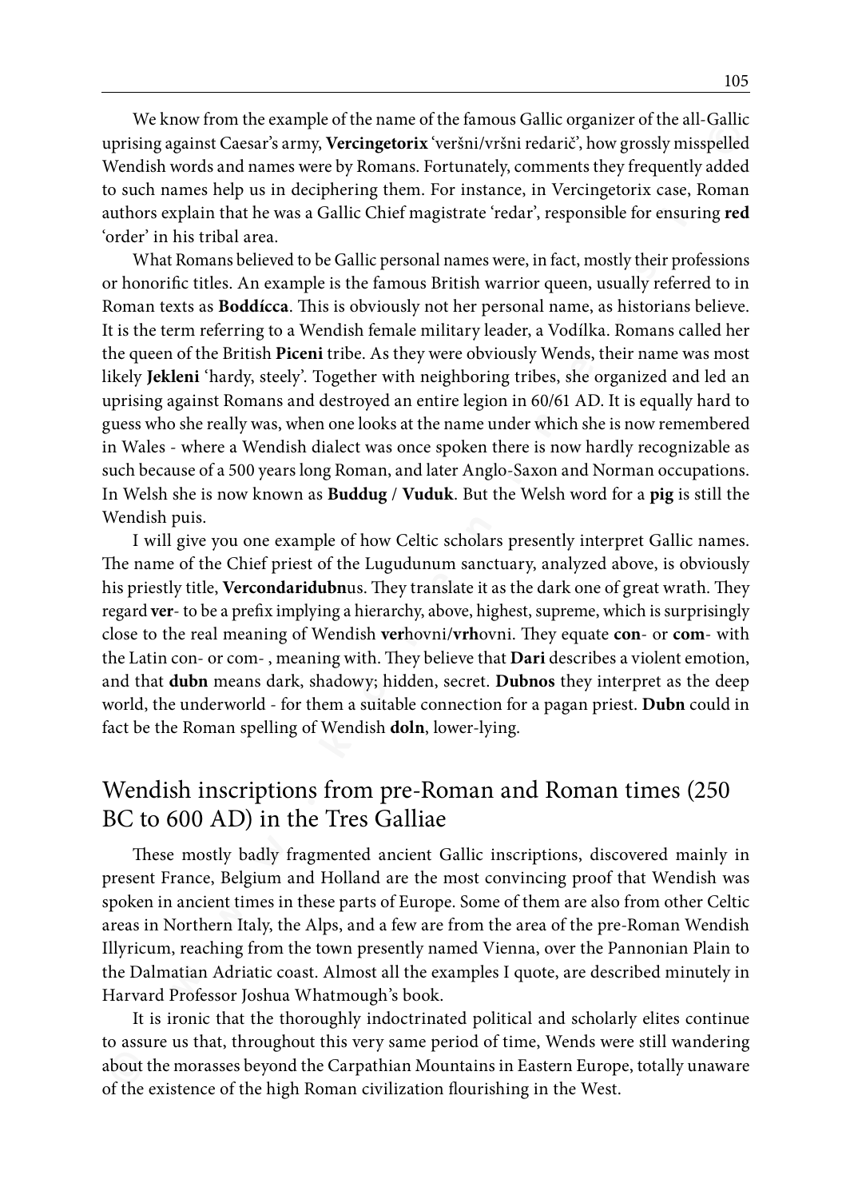We know from the example of the name of the famous Gallic organizer of the all-Gallic uprising against Caesar's army, **Vercingetorix** 'veršni/vršni redarič', how grossly misspelled Wendish words and names were by Romans. Fortunately, comments they frequently added to such names help us in deciphering them. For instance, in Vercingetorix case, Roman authors explain that he was a Gallic Chief magistrate 'redar', responsible for ensuring **red** 'order' in his tribal area.

What Romans believed to be Gallic personal names were, in fact, mostly their professions or honorific titles. An example is the famous British warrior queen, usually referred to in Roman texts as **Boddícca**. This is obviously not her personal name, as historians believe. It is the term referring to a Wendish female military leader, a Vodílka. Romans called her the queen of the British **Piceni** tribe. As they were obviously Wends, their name was most likely **Jekleni** 'hardy, steely'. Together with neighboring tribes, she organized and led an uprising against Romans and destroyed an entire legion in 60/61 AD. It is equally hard to guess who she really was, when one looks at the name under which she is now remembered in Wales - where a Wendish dialect was once spoken there is now hardly recognizable as such because of a 500 years long Roman, and later Anglo-Saxon and Norman occupations. In Welsh she is now known as **Buddug / Vuduk**. But the Welsh word for a **pig** is still the Wendish puis.

I will give you one example of how Celtic scholars presently interpret Gallic names. The name of the Chief priest of the Lugudunum sanctuary, analyzed above, is obviously his priestly title, **Vercondaridubn**us. They translate it as the dark one of great wrath. They regard **ver**- to be a prefix implying a hierarchy, above, highest, supreme, which is surprisingly close to the real meaning of Wendish **ver**hovni/**vrh**ovni. They equate **con**- or **com**- with the Latin con- or com- , meaning with. They believe that **Dari** describes a violent emotion, and that **dubn** means dark, shadowy; hidden, secret. **Dubnos** they interpret as the deep world, the underworld - for them a suitable connection for a pagan priest. **Dubn** could in fact be the Roman spelling of Wendish **doln**, lower-lying.

## Wendish inscriptions from pre-Roman and Roman times (250 BC to 600 AD) in the Tres Galliae

These mostly badly fragmented ancient Gallic inscriptions, discovered mainly in present France, Belgium and Holland are the most convincing proof that Wendish was spoken in ancient times in these parts of Europe. Some of them are also from other Celtic areas in Northern Italy, the Alps, and a few are from the area of the pre-Roman Wendish Illyricum, reaching from the town presently named Vienna, over the Pannonian Plain to the Dalmatian Adriatic coast. Almost all the examples I quote, are described minutely in Harvard Professor Joshua Whatmough's book.

It is ironic that the thoroughly indoctrinated political and scholarly elites continue to assure us that, throughout this very same period of time, Wends were still wandering about the morasses beyond the Carpathian Mountains in Eastern Europe, totally unaware of the existence of the high Roman civilization flourishing in the West.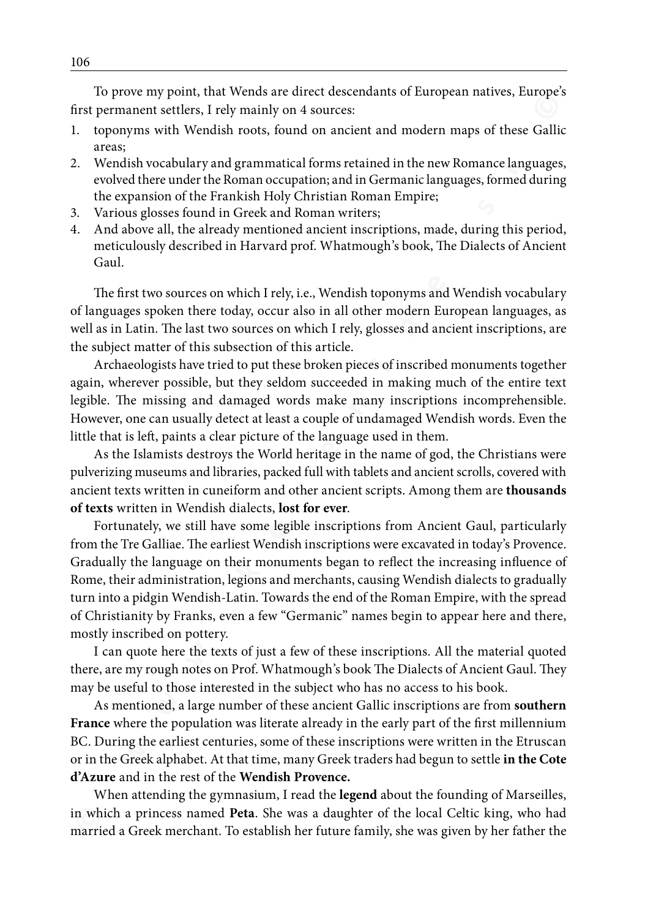To prove my point, that Wends are direct descendants of European natives, Europe's first permanent settlers, I rely mainly on 4 sources:

1. toponyms with Wendish roots, found on ancient and modern maps of these Gallic areas;
2. Wendish vocabulary and grammatical forms retained in the new Romance languages, evolved there under the Roman occupation; and in Germanic languages, formed during the expansion of the Frankish Holy Christian Roman Empire;
3. Various glosses found in Greek and Roman writers;
4. And above all, the already mentioned ancient inscriptions, made, during this period, meticulously described in Harvard prof. Whatmough's book, The Dialects of Ancient Gaul.

The first two sources on which I rely, i.e., Wendish toponyms and Wendish vocabulary of languages spoken there today, occur also in all other modern European languages, as well as in Latin. The last two sources on which I rely, glosses and ancient inscriptions, are the subject matter of this subsection of this article.

Archaeologists have tried to put these broken pieces of inscribed monuments together again, wherever possible, but they seldom succeeded in making much of the entire text legible. The missing and damaged words make many inscriptions incomprehensible. However, one can usually detect at least a couple of undamaged Wendish words. Even the little that is left, paints a clear picture of the language used in them.

As the Islamists destroys the World heritage in the name of god, the Christians were pulverizing museums and libraries, packed full with tablets and ancient scrolls, covered with ancient texts written in cuneiform and other ancient scripts. Among them are **thousands of texts** written in Wendish dialects, **lost for ever**.

Fortunately, we still have some legible inscriptions from Ancient Gaul, particularly from the Tre Galliae. The earliest Wendish inscriptions were excavated in today's Provence. Gradually the language on their monuments began to reflect the increasing influence of Rome, their administration, legions and merchants, causing Wendish dialects to gradually turn into a pidgin Wendish-Latin. Towards the end of the Roman Empire, with the spread of Christianity by Franks, even a few "Germanic" names begin to appear here and there, mostly inscribed on pottery.

I can quote here the texts of just a few of these inscriptions. All the material quoted there, are my rough notes on Prof. Whatmough's book The Dialects of Ancient Gaul. They may be useful to those interested in the subject who has no access to his book.

As mentioned, a large number of these ancient Gallic inscriptions are from **southern France** where the population was literate already in the early part of the first millennium BC. During the earliest centuries, some of these inscriptions were written in the Etruscan or in the Greek alphabet. At that time, many Greek traders had begun to settle **in the Cote d'Azure** and in the rest of the **Wendish Provence.**

When attending the gymnasium, I read the **legend** about the founding of Marseilles, in which a princess named **Peta**. She was a daughter of the local Celtic king, who had married a Greek merchant. To establish her future family, she was given by her father the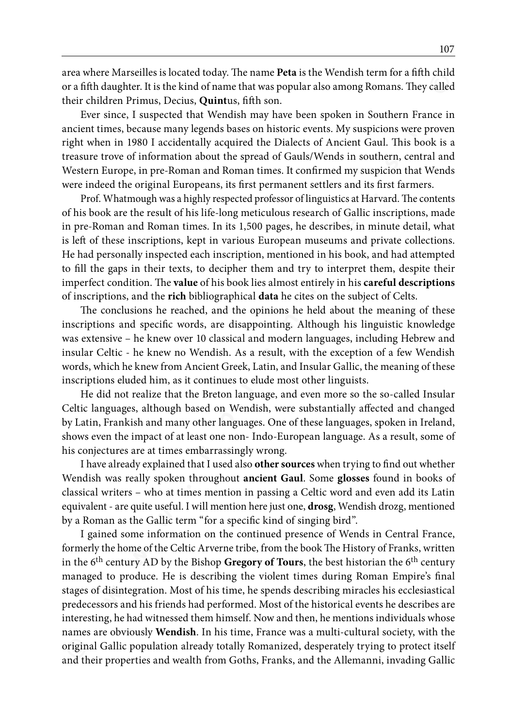area where Marseilles is located today. The name **Peta** is the Wendish term for a fifth child or a fifth daughter. It is the kind of name that was popular also among Romans. They called their children Primus, Decius, **Quint**us, fifth son.

Ever since, I suspected that Wendish may have been spoken in Southern France in ancient times, because many legends bases on historic events. My suspicions were proven right when in 1980 I accidentally acquired the Dialects of Ancient Gaul. This book is a treasure trove of information about the spread of Gauls/Wends in southern, central and Western Europe, in pre-Roman and Roman times. It confirmed my suspicion that Wends were indeed the original Europeans, its first permanent settlers and its first farmers.

Prof. Whatmough was a highly respected professor of linguistics at Harvard. The contents of his book are the result of his life-long meticulous research of Gallic inscriptions, made in pre-Roman and Roman times. In its 1,500 pages, he describes, in minute detail, what is left of these inscriptions, kept in various European museums and private collections. He had personally inspected each inscription, mentioned in his book, and had attempted to fill the gaps in their texts, to decipher them and try to interpret them, despite their imperfect condition. The **value** of his book lies almost entirely in his **careful descriptions** of inscriptions, and the **rich** bibliographical **data** he cites on the subject of Celts.

The conclusions he reached, and the opinions he held about the meaning of these inscriptions and specific words, are disappointing. Although his linguistic knowledge was extensive – he knew over 10 classical and modern languages, including Hebrew and insular Celtic - he knew no Wendish. As a result, with the exception of a few Wendish words, which he knew from Ancient Greek, Latin, and Insular Gallic, the meaning of these inscriptions eluded him, as it continues to elude most other linguists.

He did not realize that the Breton language, and even more so the so-called Insular Celtic languages, although based on Wendish, were substantially affected and changed by Latin, Frankish and many other languages. One of these languages, spoken in Ireland, shows even the impact of at least one non- Indo-European language. As a result, some of his conjectures are at times embarrassingly wrong.

I have already explained that I used also **other sources** when trying to find out whether Wendish was really spoken throughout **ancient Gaul**. Some **glosses** found in books of classical writers – who at times mention in passing a Celtic word and even add its Latin equivalent - are quite useful. I will mention here just one, **drosg**, Wendish drozg, mentioned by a Roman as the Gallic term "for a specific kind of singing bird".

I gained some information on the continued presence of Wends in Central France, formerly the home of the Celtic Arverne tribe, from the book The History of Franks, written in the 6th century AD by the Bishop **Gregory of Tours**, the best historian the 6th century managed to produce. He is describing the violent times during Roman Empire's final stages of disintegration. Most of his time, he spends describing miracles his ecclesiastical predecessors and his friends had performed. Most of the historical events he describes are interesting, he had witnessed them himself. Now and then, he mentions individuals whose names are obviously **Wendish**. In his time, France was a multi-cultural society, with the original Gallic population already totally Romanized, desperately trying to protect itself and their properties and wealth from Goths, Franks, and the Allemanni, invading Gallic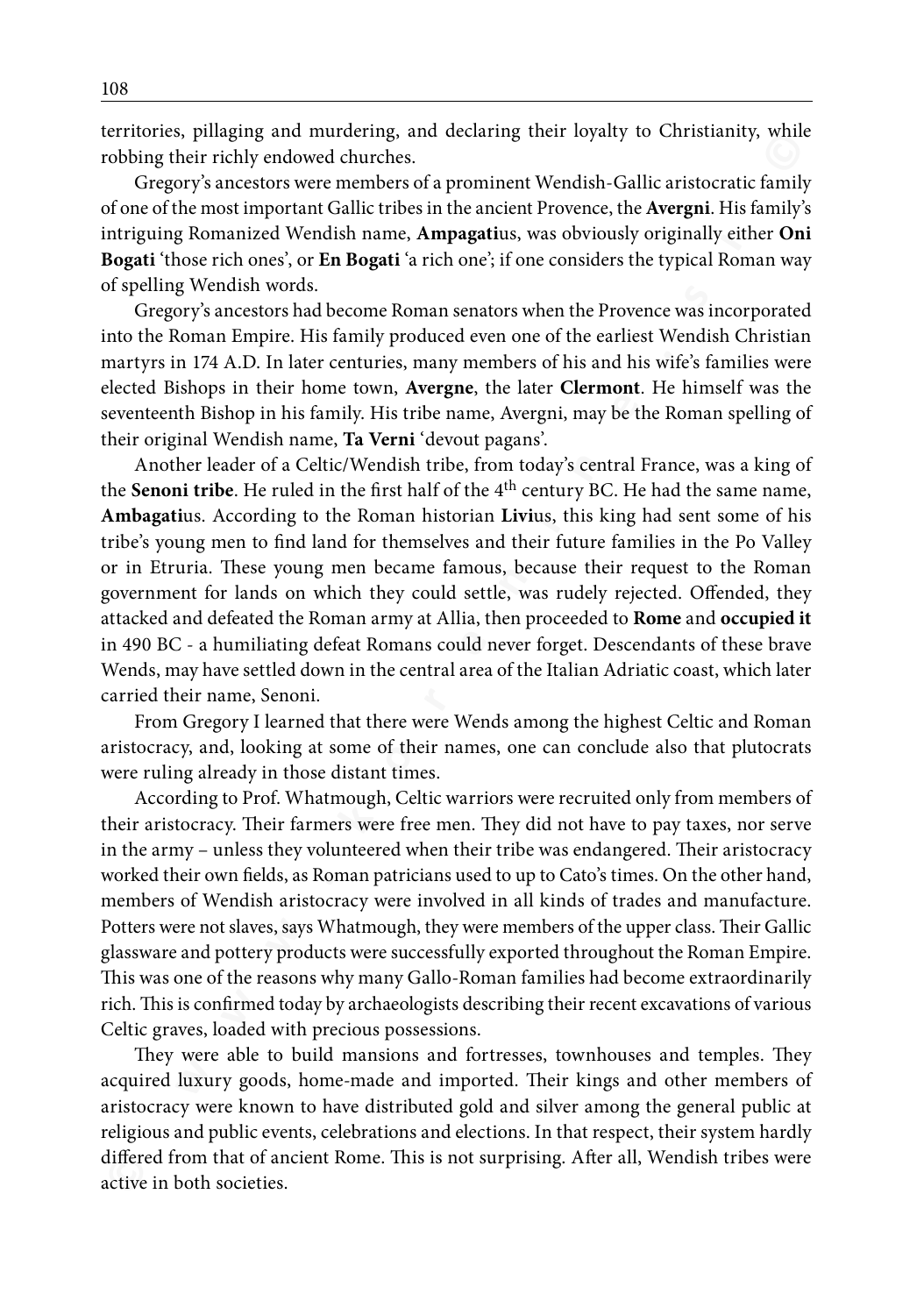territories, pillaging and murdering, and declaring their loyalty to Christianity, while robbing their richly endowed churches.

Gregory's ancestors were members of a prominent Wendish-Gallic aristocratic family of one of the most important Gallic tribes in the ancient Provence, the **Avergni**. His family's intriguing Romanized Wendish name, **Ampagati**us, was obviously originally either **Oni Bogati** 'those rich ones', or **En Bogati** 'a rich one'; if one considers the typical Roman way of spelling Wendish words.

Gregory's ancestors had become Roman senators when the Provence was incorporated into the Roman Empire. His family produced even one of the earliest Wendish Christian martyrs in 174 A.D. In later centuries, many members of his and his wife's families were elected Bishops in their home town, **Avergne**, the later **Clermont**. He himself was the seventeenth Bishop in his family. His tribe name, Avergni, may be the Roman spelling of their original Wendish name, **Ta Verni** 'devout pagans'.

Another leader of a Celtic/Wendish tribe, from today's central France, was a king of the **Senoni tribe**. He ruled in the first half of the 4th century BC. He had the same name, **Ambagati**us. According to the Roman historian **Livi**us, this king had sent some of his tribe's young men to find land for themselves and their future families in the Po Valley or in Etruria. These young men became famous, because their request to the Roman government for lands on which they could settle, was rudely rejected. Offended, they attacked and defeated the Roman army at Allia, then proceeded to **Rome** and **occupied it** in 490 BC - a humiliating defeat Romans could never forget. Descendants of these brave Wends, may have settled down in the central area of the Italian Adriatic coast, which later carried their name, Senoni.

From Gregory I learned that there were Wends among the highest Celtic and Roman aristocracy, and, looking at some of their names, one can conclude also that plutocrats were ruling already in those distant times.

According to Prof. Whatmough, Celtic warriors were recruited only from members of their aristocracy. Their farmers were free men. They did not have to pay taxes, nor serve in the army – unless they volunteered when their tribe was endangered. Their aristocracy worked their own fields, as Roman patricians used to up to Cato's times. On the other hand, members of Wendish aristocracy were involved in all kinds of trades and manufacture. Potters were not slaves, says Whatmough, they were members of the upper class. Their Gallic glassware and pottery products were successfully exported throughout the Roman Empire. This was one of the reasons why many Gallo-Roman families had become extraordinarily rich. This is confirmed today by archaeologists describing their recent excavations of various Celtic graves, loaded with precious possessions.

They were able to build mansions and fortresses, townhouses and temples. They acquired luxury goods, home-made and imported. Their kings and other members of aristocracy were known to have distributed gold and silver among the general public at religious and public events, celebrations and elections. In that respect, their system hardly differed from that of ancient Rome. This is not surprising. After all, Wendish tribes were active in both societies.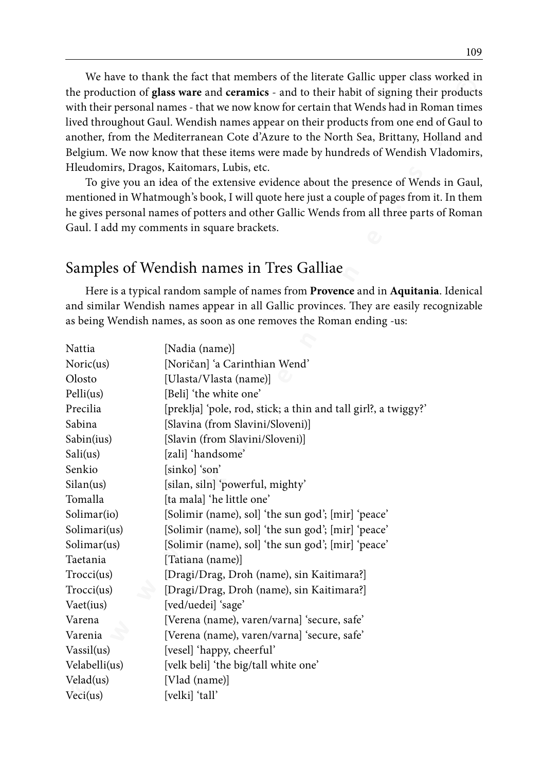We have to thank the fact that members of the literate Gallic upper class worked in the production of **glass ware** and **ceramics** - and to their habit of signing their products with their personal names - that we now know for certain that Wends had in Roman times lived throughout Gaul. Wendish names appear on their products from one end of Gaul to another, from the Mediterranean Cote d'Azure to the North Sea, Brittany, Holland and Belgium. We now know that these items were made by hundreds of Wendish Vladomirs, Hleudomirs, Dragos, Kaitomars, Lubis, etc.

To give you an idea of the extensive evidence about the presence of Wends in Gaul, mentioned in Whatmough's book, I will quote here just a couple of pages from it. In them he gives personal names of potters and other Gallic Wends from all three parts of Roman Gaul. I add my comments in square brackets.

## Samples of Wendish names in Tres Galliae

Here is a typical random sample of names from **Provence** and in **Aquitania**. Idenical and similar Wendish names appear in all Gallic provinces. They are easily recognizable as being Wendish names, as soon as one removes the Roman ending -us:

| | |
|---|---|
| Nattia | [Nadia (name)] |
| Noric(us) | [Noričan] 'a Carinthian Wend' |
| Olosto | [Ulasta/Vlasta (name)] |
| Pelli(us) | [Beli] 'the white one' |
| Precilia | [preklja] 'pole, rod, stick; a thin and tall girl?, a twiggy?' |
| Sabina | [Slavina (from Slavini/Sloveni)] |
| Sabin(ius) | [Slavin (from Slavini/Sloveni)] |
| Sali(us) | [zali] 'handsome' |
| Senkio | [sinko] 'son' |
| Silan(us) | [silan, siln] 'powerful, mighty' |
| Tomalla | [ta mala] 'he little one' |
| Solimar(io) | [Solimir (name), sol] 'the sun god'; [mir] 'peace' |
| Solimari(us) | [Solimir (name), sol] 'the sun god'; [mir] 'peace' |
| Solimar(us) | [Solimir (name), sol] 'the sun god'; [mir] 'peace' |
| Taetania | [Tatiana (name)] |
| Trocci(us) | [Dragi/Drag, Droh (name), sin Kaitimara?] |
| Trocci(us) | [Dragi/Drag, Droh (name), sin Kaitimara?] |
| Vaet(ius) | [ved/uedei] 'sage' |
| Varena | [Verena (name), varen/varna] 'secure, safe' |
| Varenia | [Verena (name), varen/varna] 'secure, safe' |
| Vassil(us) | [vesel] 'happy, cheerful' |
| Velabelli(us) | [velk beli] 'the big/tall white one' |
| Velad(us) | [Vlad (name)] |
| Veci(us) | [velki] 'tall' |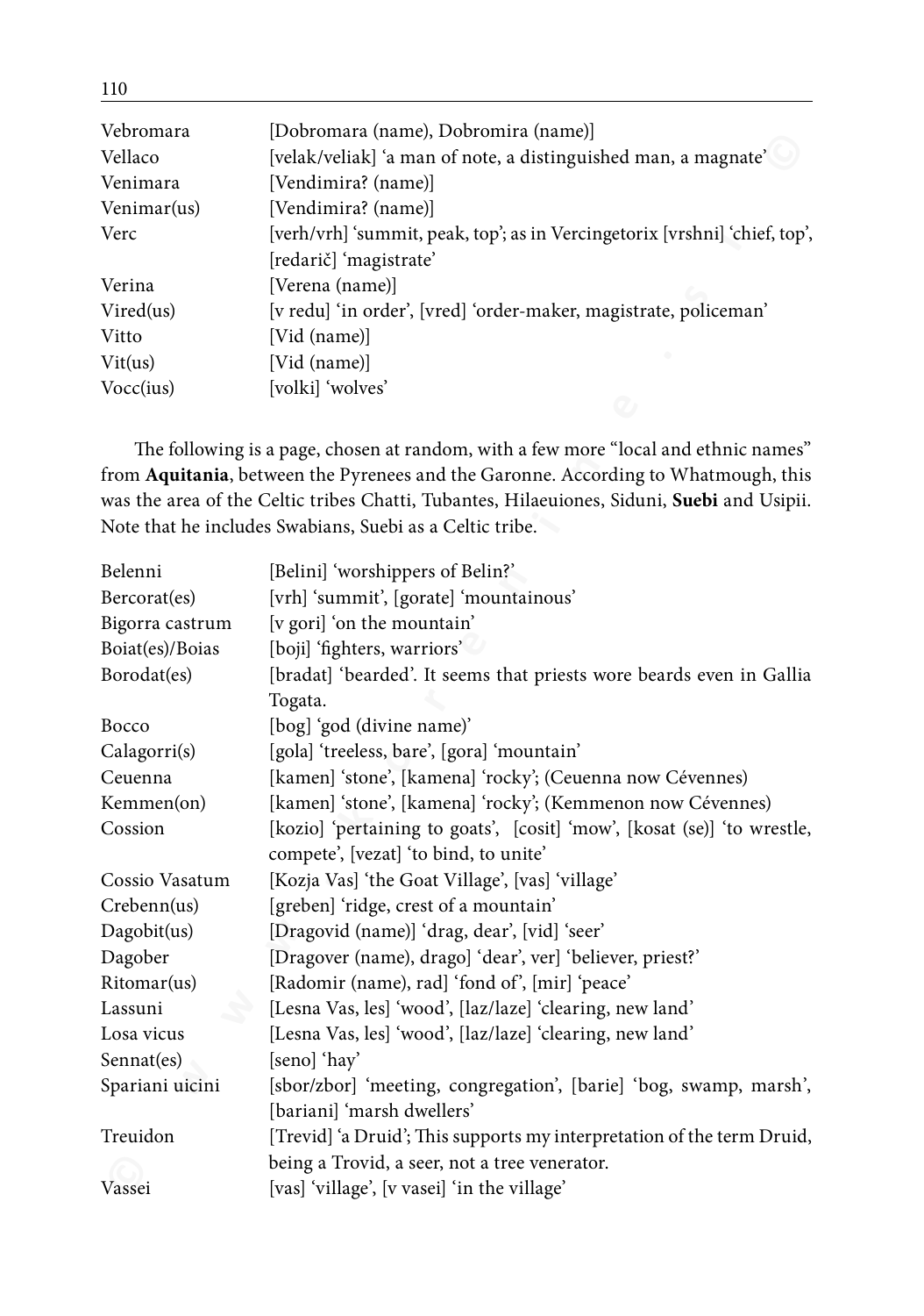| | |
|---|---|
| Vebromara | [Dobromara (name), Dobromira (name)] |
| Vellaco | [velak/veliak] 'a man of note, a distinguished man, a magnate' |
| Venimara | [Vendimira? (name)] |
| Venimar(us) | [Vendimira? (name)] |
| Verc | [verh/vrh] 'summit, peak, top'; as in Vercingetorix [vrshni] 'chief, top', [redarič] 'magistrate' |
| Verina | [Verena (name)] |
| Vired(us) | [v redu] 'in order', [vred] 'order-maker, magistrate, policeman' |
| Vitto | [Vid (name)] |
| Vit(us) | [Vid (name)] |
| Vocc(ius) | [volki] 'wolves' |

The following is a page, chosen at random, with a few more "local and ethnic names" from **Aquitania**, between the Pyrenees and the Garonne. According to Whatmough, this was the area of the Celtic tribes Chatti, Tubantes, Hilaeuiones, Siduni, **Suebi** and Usipii. Note that he includes Swabians, Suebi as a Celtic tribe.

| | |
|---|---|
| Belenni | [Belini] 'worshippers of Belin?' |
| Bercorat(es) | [vrh] 'summit', [gorate] 'mountainous' |
| Bigorra castrum | [v gori] 'on the mountain' |
| Boiat(es)/Boias | [boji] 'fighters, warriors' |
| Borodat(es) | [bradat] 'bearded'. It seems that priests wore beards even in Gallia Togata. |
| Bocco | [bog] 'god (divine name)' |
| Calagorri(s) | [gola] 'treeless, bare', [gora] 'mountain' |
| Ceuenna | [kamen] 'stone', [kamena] 'rocky'; (Ceuenna now Cévennes) |
| Kemmen(on) | [kamen] 'stone', [kamena] 'rocky'; (Kemmenon now Cévennes) |
| Cossion | [kozio] 'pertaining to goats', [cosit] 'mow', [kosat (se)] 'to wrestle, compete', [vezat] 'to bind, to unite' |
| Cossio Vasatum | [Kozja Vas] 'the Goat Village', [vas] 'village' |
| Crebenn(us) | [greben] 'ridge, crest of a mountain' |
| Dagobit(us) | [Dragovid (name)] 'drag, dear', [vid] 'seer' |
| Dagober | [Dragover (name), drago] 'dear', ver] 'believer, priest?' |
| Ritomar(us) | [Radomir (name), rad] 'fond of', [mir] 'peace' |
| Lassuni | [Lesna Vas, les] 'wood', [laz/laze] 'clearing, new land' |
| Losa vicus | [Lesna Vas, les] 'wood', [laz/laze] 'clearing, new land' |
| Sennat(es) | [seno] 'hay' |
| Spariani uicini | [sbor/zbor] 'meeting, congregation', [barie] 'bog, swamp, marsh', [bariani] 'marsh dwellers' |
| Treuidon | [Trevid] 'a Druid'; This supports my interpretation of the term Druid, being a Trovid, a seer, not a tree venerator. |
| Vassei | [vas] 'village', [v vasei] 'in the village' |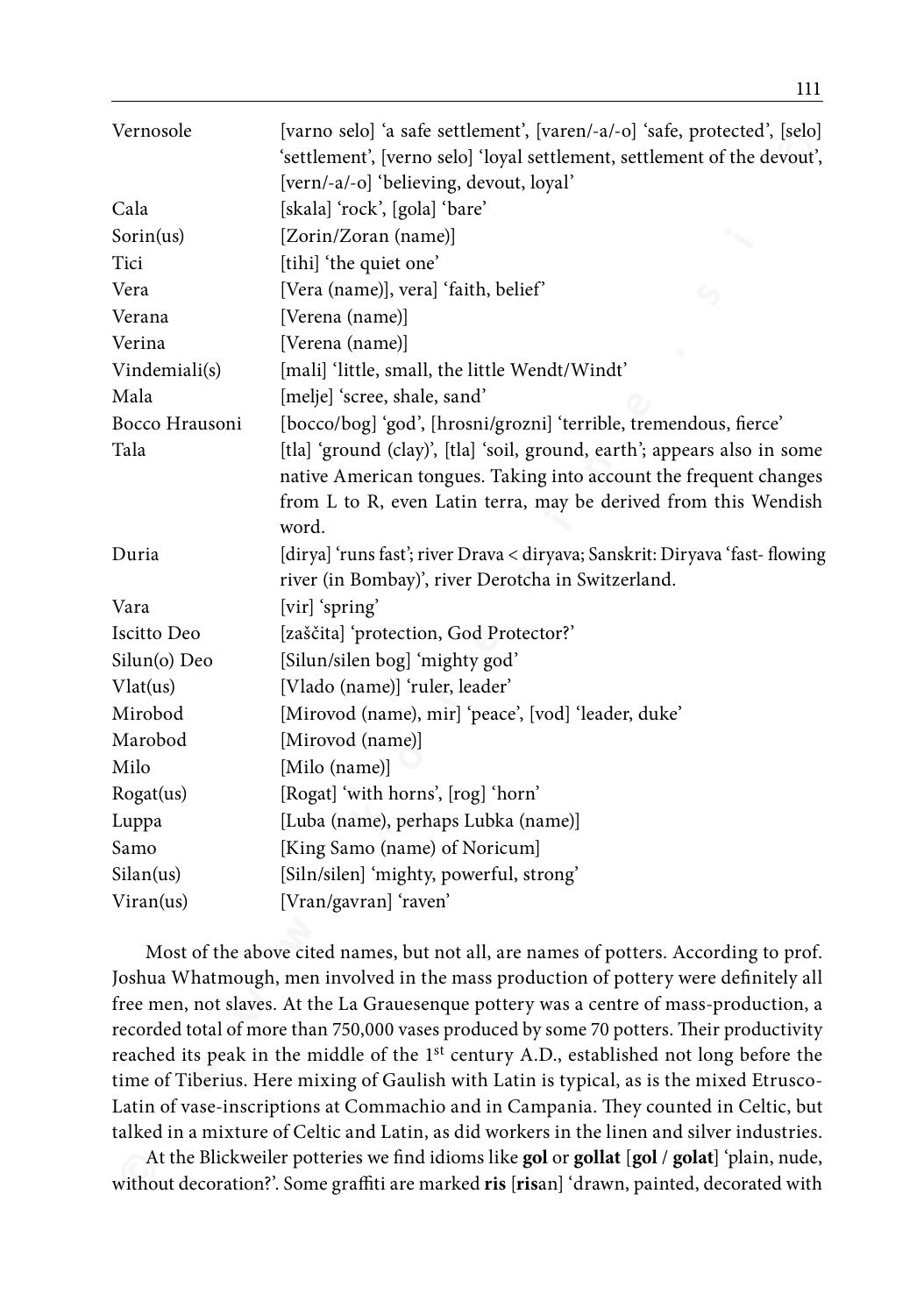| | |
|---|---|
| Vernosole | [varno selo] 'a safe settlement', [varen/-a/-o] 'safe, protected', [selo] 'settlement', [verno selo] 'loyal settlement, settlement of the devout', [vern/-a/-o] 'believing, devout, loyal' |
| Cala | [skala] 'rock', [gola] 'bare' |
| Sorin(us) | [Zorin/Zoran (name)] |
| Tici | [tihi] 'the quiet one' |
| Vera | [Vera (name)], vera] 'faith, belief' |
| Verana | [Verena (name)] |
| Verina | [Verena (name)] |
| Vindemiali(s) | [mali] 'little, small, the little Wendt/Windt' |
| Mala | [melje] 'scree, shale, sand' |
| Bocco Hrausoni | [bocco/bog] 'god', [hrosni/grozni] 'terrible, tremendous, fierce' |
| Tala | [tla] 'ground (clay)', [tla] 'soil, ground, earth'; appears also in some native American tongues. Taking into account the frequent changes from L to R, even Latin terra, may be derived from this Wendish word. |
| Duria | [dirya] 'runs fast'; river Drava < diryava; Sanskrit: Diryava 'fast- flowing river (in Bombay)', river Derotcha in Switzerland. |
| Vara | [vir] 'spring' |
| Iscitto Deo | [zaščita] 'protection, God Protector?' |
| Silun(o) Deo | [Silun/silen bog] 'mighty god' |
| Vlat(us) | [Vlado (name)] 'ruler, leader' |
| Mirobod | [Mirovod (name), mir] 'peace', [vod] 'leader, duke' |
| Marobod | [Mirovod (name)] |
| Milo | [Milo (name)] |
| Rogat(us) | [Rogat] 'with horns', [rog] 'horn' |
| Luppa | [Luba (name), perhaps Lubka (name)] |
| Samo | [King Samo (name) of Noricum] |
| Silan(us) | [Siln/silen] 'mighty, powerful, strong' |
| Viran(us) | [Vran/gavran] 'raven' |

Most of the above cited names, but not all, are names of potters. According to prof. Joshua Whatmough, men involved in the mass production of pottery were definitely all free men, not slaves. At the La Grauesenque pottery was a centre of mass-production, a recorded total of more than 750,000 vases produced by some 70 potters. Their productivity reached its peak in the middle of the 1st century A.D., established not long before the time of Tiberius. Here mixing of Gaulish with Latin is typical, as is the mixed Etrusco-Latin of vase-inscriptions at Commachio and in Campania. They counted in Celtic, but talked in a mixture of Celtic and Latin, as did workers in the linen and silver industries.

At the Blickweiler potteries we find idioms like **gol** or **gollat** [**gol** / **golat**] 'plain, nude, without decoration?'. Some graffiti are marked **ris** [**ris**an] 'drawn, painted, decorated with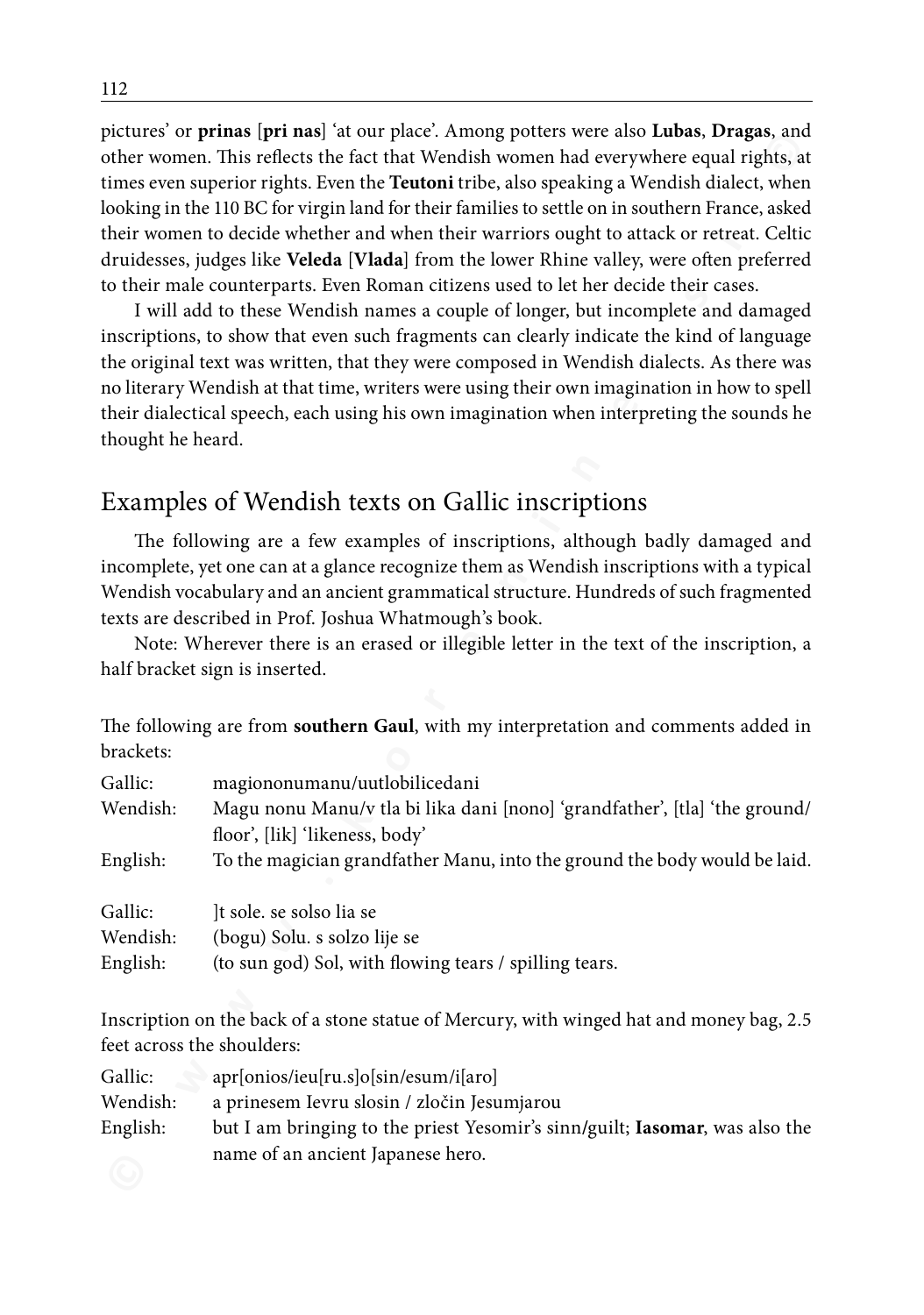pictures' or **prinas** [**pri nas**] 'at our place'. Among potters were also **Lubas**, **Dragas**, and other women. This reflects the fact that Wendish women had everywhere equal rights, at times even superior rights. Even the **Teutoni** tribe, also speaking a Wendish dialect, when looking in the 110 BC for virgin land for their families to settle on in southern France, asked their women to decide whether and when their warriors ought to attack or retreat. Celtic druidesses, judges like **Veleda** [**Vlada**] from the lower Rhine valley, were often preferred to their male counterparts. Even Roman citizens used to let her decide their cases.

I will add to these Wendish names a couple of longer, but incomplete and damaged inscriptions, to show that even such fragments can clearly indicate the kind of language the original text was written, that they were composed in Wendish dialects. As there was no literary Wendish at that time, writers were using their own imagination in how to spell their dialectical speech, each using his own imagination when interpreting the sounds he thought he heard.

## Examples of Wendish texts on Gallic inscriptions

The following are a few examples of inscriptions, although badly damaged and incomplete, yet one can at a glance recognize them as Wendish inscriptions with a typical Wendish vocabulary and an ancient grammatical structure. Hundreds of such fragmented texts are described in Prof. Joshua Whatmough's book.

Note: Wherever there is an erased or illegible letter in the text of the inscription, a half bracket sign is inserted.

The following are from **southern Gaul**, with my interpretation and comments added in brackets:

Gallic: magiononumanu/uutlobilicedani
Wendish: Magu nonu Manu/v tla bi lika dani [nono] 'grandfather', [tla] 'the ground/floor', [lik] 'likeness, body'
English: To the magician grandfather Manu, into the ground the body would be laid.

Gallic: ]t sole. se solso lia se
Wendish: (bogu) Solu. s solzo lije se
English: (to sun god) Sol, with flowing tears / spilling tears.

Inscription on the back of a stone statue of Mercury, with winged hat and money bag, 2.5 feet across the shoulders:

Gallic: apr[onios/ieu[ru.s]o[sin/esum/i[aro]
Wendish: a prinesem Ievru slosin / zločin Jesumjarou
English: but I am bringing to the priest Yesomir's sinn/guilt; **Iasomar**, was also the name of an ancient Japanese hero.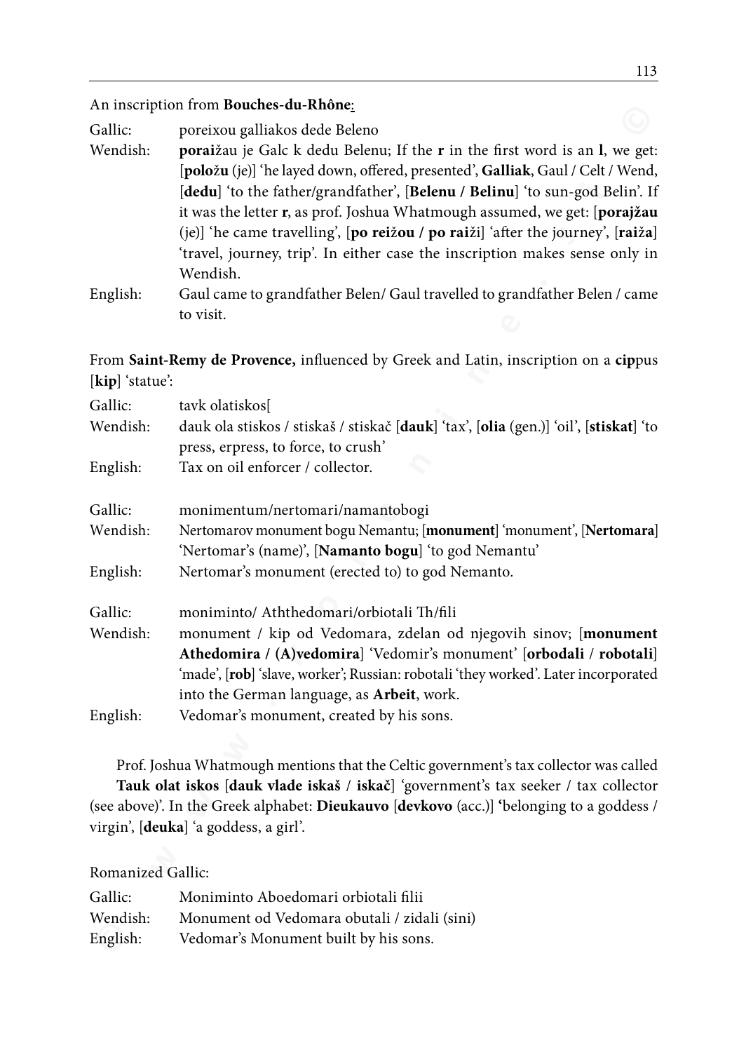An inscription from **Bouches-du-Rhône**:

| | |
|---|---|
| Gallic: | poreixou galliakos dede Beleno |
| Wendish: | **porai**žau je Galc k dedu Belenu; If the **r** in the first word is an **l**, we get: [**položu** (je)] 'he layed down, offered, presented', **Galliak**, Gaul / Celt / Wend, [**dedu**] 'to the father/grandfather', [**Belenu / Belinu**] 'to sun-god Belin'. If it was the letter **r**, as prof. Joshua Whatmough assumed, we get: [**porajžau** (je)] 'he came travelling', [**po reižou / po rai**ži] 'after the journey', [**raiža**] 'travel, journey, trip'. In either case the inscription makes sense only in Wendish. |
| English: | Gaul came to grandfather Belen/ Gaul travelled to grandfather Belen / came to visit. |

From **Saint-Remy de Provence,** influenced by Greek and Latin, inscription on a **cip**pus [**kip**] 'statue':

| | |
|---|---|
| Gallic: | tavk olatiskos[ |
| Wendish: | dauk ola stiskos / stiskaš / stiskač [**dauk**] 'tax', [**olia** (gen.)] 'oil', [**stiskat**] 'to press, erpress, to force, to crush' |
| English: | Tax on oil enforcer / collector. |

| | |
|---|---|
| Gallic: | monimentum/nertomari/namantobogi |
| Wendish: | Nertomarov monument bogu Nemantu; [**monument**] 'monument', [**Nertomara**] 'Nertomar's (name)', [**Namanto bogu**] 'to god Nemantu' |
| English: | Nertomar's monument (erected to) to god Nemanto. |

| | |
|---|---|
| Gallic: | moniminto/ Aththedomari/orbiotali Th/fili |
| Wendish: | monument / kip od Vedomara, zdelan od njegovih sinov; [**monument Athedomira / (A)vedomira**] 'Vedomir's monument' [**orbodali / robotali**] 'made', [**rob**] 'slave, worker'; Russian: robotali 'they worked'. Later incorporated into the German language, as **Arbeit**, work. |
| English: | Vedomar's monument, created by his sons. |

Prof. Joshua Whatmough mentions that the Celtic government's tax collector was called **Tauk olat iskos** [**dauk vlade iskaš / iskač**] 'government's tax seeker / tax collector (see above)'. In the Greek alphabet: **Dieukauvo** [**devkovo** (acc.)] 'belonging to a goddess / virgin', [**deuka**] 'a goddess, a girl'.

Romanized Gallic:

| | |
|---|---|
| Gallic: | Moniminto Aboedomari orbiotali filii |
| Wendish: | Monument od Vedomara obutali / zidali (sini) |
| English: | Vedomar's Monument built by his sons. |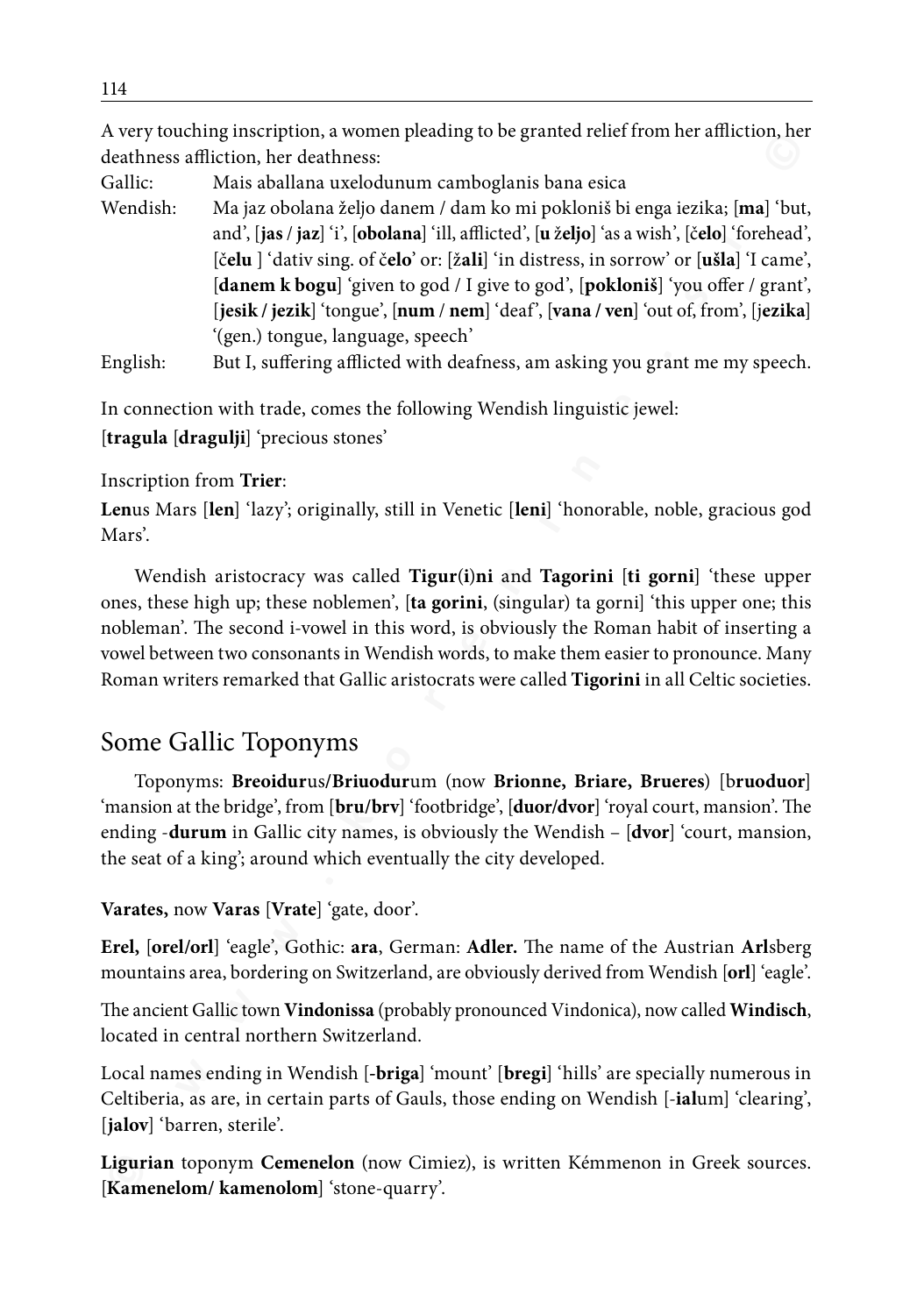A very touching inscription, a women pleading to be granted relief from her affliction, her deathness affliction, her deathness:

Gallic: Mais aballana uxelodunum camboglanis bana esica

Wendish: Ma jaz obolana željo danem / dam ko mi pokloniš bi enga iezika; [**ma**] 'but, and', [**jas / jaz**] 'i', [**obolana**] 'ill, afflicted', [**u** ž**eljo**] 'as a wish', [č**elo**] 'forehead', [č**elu** ] 'dativ sing. of č**elo**' or: [ž**ali**] 'in distress, in sorrow' or [**ušla**] 'I came', [**danem k bogu**] 'given to god / I give to god', [**pokloniš**] 'you offer / grant', [**jesik / jezik**] 'tongue', [**num / nem**] 'deaf', [**vana / ven**] 'out of, from', [j**ezika**] '(gen.) tongue, language, speech'

English: But I, suffering afflicted with deafness, am asking you grant me my speech.

In connection with trade, comes the following Wendish linguistic jewel:

[**tragula** [**dragulji**] 'precious stones'

Inscription from **Trier**:

**Len**us Mars [**len**] 'lazy'; originally, still in Venetic [**leni**] 'honorable, noble, gracious god Mars'.

Wendish aristocracy was called **Tigur(i)ni** and **Tagorini** [**ti gorni**] 'these upper ones, these high up; these noblemen', [**ta gorini**, (singular) ta gorni] 'this upper one; this nobleman'. The second i-vowel in this word, is obviously the Roman habit of inserting a vowel between two consonants in Wendish words, to make them easier to pronounce. Many Roman writers remarked that Gallic aristocrats were called **Tigorini** in all Celtic societies.

## Some Gallic Toponyms

Toponyms: **Breoidur**us/**Briuodur**um (now **Brionne, Briare, Brueres**) [b**ruoduor**] 'mansion at the bridge', from [**bru/brv**] 'footbridge', [**duor/dvor**] 'royal court, mansion'. The ending -**durum** in Gallic city names, is obviously the Wendish – [**dvor**] 'court, mansion, the seat of a king'; around which eventually the city developed.

**Varates,** now **Varas** [**Vrate**] 'gate, door'.

**Erel,** [**orel/orl**] 'eagle', Gothic: **ara**, German: **Adler.** The name of the Austrian **Arl**sberg mountains area, bordering on Switzerland, are obviously derived from Wendish [**orl**] 'eagle'.

The ancient Gallic town **Vindonissa** (probably pronounced Vindonica), now called **Windisch**, located in central northern Switzerland.

Local names ending in Wendish [-**briga**] 'mount' [**bregi**] 'hills' are specially numerous in Celtiberia, as are, in certain parts of Gauls, those ending on Wendish [-**ial**um] 'clearing', [**jalov**] 'barren, sterile'.

**Ligurian** toponym **Cemenelon** (now Cimiez), is written Kémmenon in Greek sources. [**Kamenelom/ kamenolom**] 'stone-quarry'.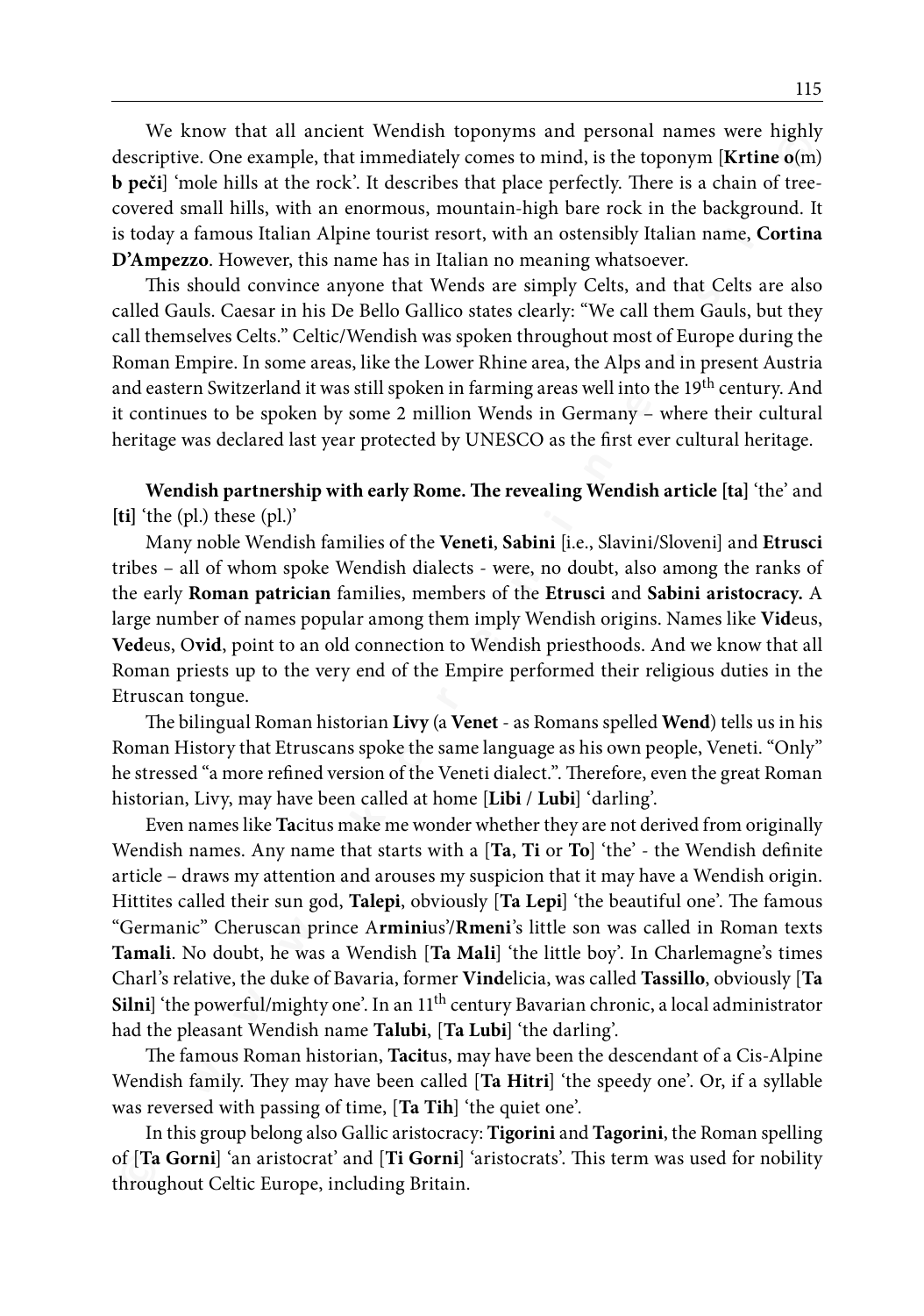We know that all ancient Wendish toponyms and personal names were highly descriptive. One example, that immediately comes to mind, is the toponym [**Krtine o**(m) **b peči**] 'mole hills at the rock'. It describes that place perfectly. There is a chain of tree-covered small hills, with an enormous, mountain-high bare rock in the background. It is today a famous Italian Alpine tourist resort, with an ostensibly Italian name, **Cortina D'Ampezzo**. However, this name has in Italian no meaning whatsoever.

This should convince anyone that Wends are simply Celts, and that Celts are also called Gauls. Caesar in his De Bello Gallico states clearly: "We call them Gauls, but they call themselves Celts." Celtic/Wendish was spoken throughout most of Europe during the Roman Empire. In some areas, like the Lower Rhine area, the Alps and in present Austria and eastern Switzerland it was still spoken in farming areas well into the 19th century. And it continues to be spoken by some 2 million Wends in Germany – where their cultural heritage was declared last year protected by UNESCO as the first ever cultural heritage.

**Wendish partnership with early Rome. The revealing Wendish article [ta]** 'the' and **[ti]** 'the (pl.) these (pl.)'

Many noble Wendish families of the **Veneti**, **Sabini** [i.e., Slavini/Sloveni] and **Etrusci** tribes – all of whom spoke Wendish dialects - were, no doubt, also among the ranks of the early **Roman patrician** families, members of the **Etrusci** and **Sabini aristocracy.** A large number of names popular among them imply Wendish origins. Names like **Vid**eus, **Ved**eus, O**vid**, point to an old connection to Wendish priesthoods. And we know that all Roman priests up to the very end of the Empire performed their religious duties in the Etruscan tongue.

The bilingual Roman historian **Livy** (a **Venet** - as Romans spelled **Wend**) tells us in his Roman History that Etruscans spoke the same language as his own people, Veneti. "Only" he stressed "a more refined version of the Veneti dialect.". Therefore, even the great Roman historian, Livy, may have been called at home [**Libi / Lubi**] 'darling'.

Even names like **Ta**citus make me wonder whether they are not derived from originally Wendish names. Any name that starts with a [**Ta**, **Ti** or **To**] 'the' - the Wendish definite article – draws my attention and arouses my suspicion that it may have a Wendish origin. Hittites called their sun god, **Talepi**, obviously [**Ta Lepi**] 'the beautiful one'. The famous "Germanic" Cheruscan prince A**rmini**us'/**Rmeni**'s little son was called in Roman texts **Tamali**. No doubt, he was a Wendish [**Ta Mali**] 'the little boy'. In Charlemagne's times Charl's relative, the duke of Bavaria, former **Vind**elicia, was called **Tassillo**, obviously [**Ta Silni**] 'the powerful/mighty one'. In an 11th century Bavarian chronic, a local administrator had the pleasant Wendish name **Talubi**, [**Ta Lubi**] 'the darling'.

The famous Roman historian, **Tacit**us, may have been the descendant of a Cis-Alpine Wendish family. They may have been called [**Ta Hitri**] 'the speedy one'. Or, if a syllable was reversed with passing of time, [**Ta Tih**] 'the quiet one'.

In this group belong also Gallic aristocracy: **Tigorini** and **Tagorini**, the Roman spelling of [**Ta Gorni**] 'an aristocrat' and [**Ti Gorni**] 'aristocrats'. This term was used for nobility throughout Celtic Europe, including Britain.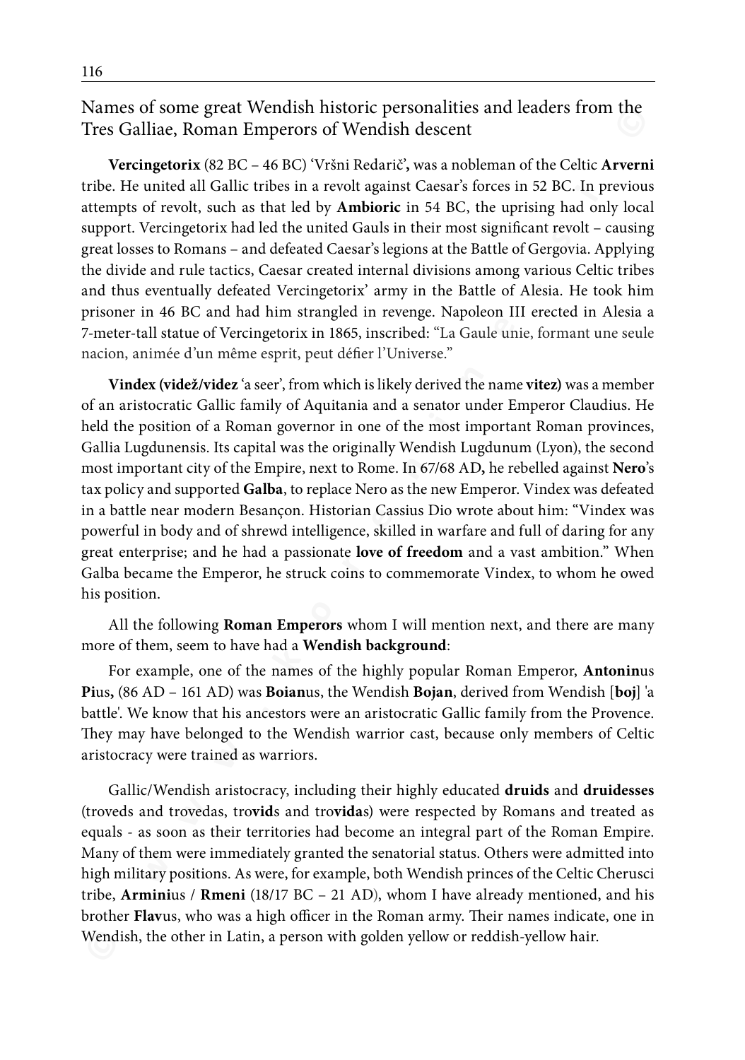## Names of some great Wendish historic personalities and leaders from the Tres Galliae, Roman Emperors of Wendish descent

**Vercingetorix** (82 BC – 46 BC) 'Vršni Redarič'**,** was a nobleman of the Celtic **Arverni** tribe. He united all Gallic tribes in a revolt against Caesar's forces in 52 BC. In previous attempts of revolt, such as that led by **Ambioric** in 54 BC, the uprising had only local support. Vercingetorix had led the united Gauls in their most significant revolt – causing great losses to Romans – and defeated Caesar's legions at the Battle of Gergovia. Applying the divide and rule tactics, Caesar created internal divisions among various Celtic tribes and thus eventually defeated Vercingetorix' army in the Battle of Alesia. He took him prisoner in 46 BC and had him strangled in revenge. Napoleon III erected in Alesia a 7-meter-tall statue of Vercingetorix in 1865, inscribed: "La Gaule unie, formant une seule nacion, animée d'un même esprit, peut défier l'Universe."

**Vindex (videž/videz** 'a seer', from which is likely derived the name **vitez)** was a member of an aristocratic Gallic family of Aquitania and a senator under Emperor Claudius. He held the position of a Roman governor in one of the most important Roman provinces, Gallia Lugdunensis. Its capital was the originally Wendish Lugdunum (Lyon), the second most important city of the Empire, next to Rome. In 67/68 AD**,** he rebelled against **Nero**'s tax policy and supported **Galba**, to replace Nero as the new Emperor. Vindex was defeated in a battle near modern Besançon. Historian Cassius Dio wrote about him: "Vindex was powerful in body and of shrewd intelligence, skilled in warfare and full of daring for any great enterprise; and he had a passionate **love of freedom** and a vast ambition." When Galba became the Emperor, he struck coins to commemorate Vindex, to whom he owed his position.

All the following **Roman Emperors** whom I will mention next, and there are many more of them, seem to have had a **Wendish background**:

For example, one of the names of the highly popular Roman Emperor, **Antonin**us **Pi**us**,** (86 AD – 161 AD) was **Boian**us, the Wendish **Bojan**, derived from Wendish [**boj**] 'a battle'. We know that his ancestors were an aristocratic Gallic family from the Provence. They may have belonged to the Wendish warrior cast, because only members of Celtic aristocracy were trained as warriors.

Gallic/Wendish aristocracy, including their highly educated **druids** and **druidesses** (troveds and trovedas, tro**vid**s and tro**vida**s) were respected by Romans and treated as equals - as soon as their territories had become an integral part of the Roman Empire. Many of them were immediately granted the senatorial status. Others were admitted into high military positions. As were, for example, both Wendish princes of the Celtic Cherusci tribe, **Armini**us / **Rmeni** (18/17 BC – 21 AD), whom I have already mentioned, and his brother **Flav**us, who was a high officer in the Roman army. Their names indicate, one in Wendish, the other in Latin, a person with golden yellow or reddish-yellow hair.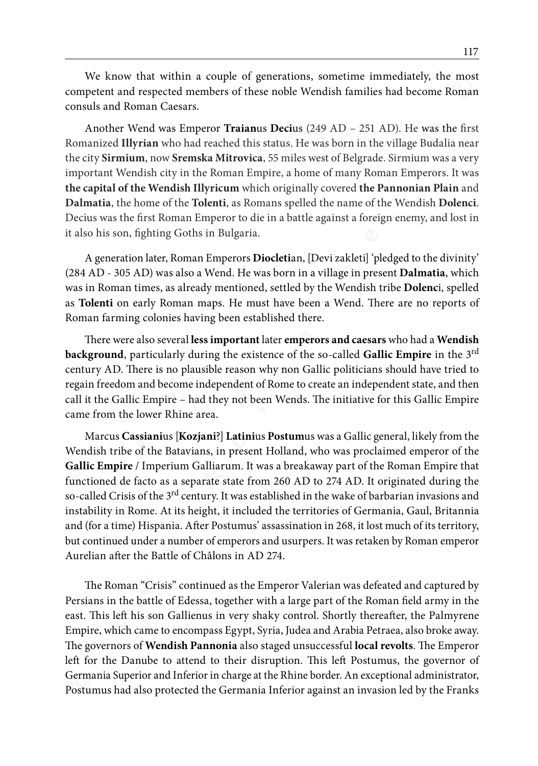We know that within a couple of generations, sometime immediately, the most competent and respected members of these noble Wendish families had become Roman consuls and Roman Caesars.

Another Wend was Emperor **Traian**us **Deci**us (249 AD – 251 AD). He was the first Romanized **Illyrian** who had reached this status. He was born in the village Budalia near the city **Sirmium**, now **Sremska Mitrovica**, 55 miles west of Belgrade. Sirmium was a very important Wendish city in the Roman Empire, a home of many Roman Emperors. It was **the capital of the Wendish Illyricum** which originally covered **the Pannonian Plain** and **Dalmatia**, the home of the **Tolenti**, as Romans spelled the name of the Wendish **Dolenci**. Decius was the first Roman Emperor to die in a battle against a foreign enemy, and lost in it also his son, fighting Goths in Bulgaria.

A generation later, Roman Emperors **Diocleti**an, [Devi zakleti] 'pledged to the divinity' (284 AD - 305 AD) was also a Wend. He was born in a village in present **Dalmatia**, which was in Roman times, as already mentioned, settled by the Wendish tribe **Dolenc**i, spelled as **Tolenti** on early Roman maps. He must have been a Wend. There are no reports of Roman farming colonies having been established there.

There were also several **less important** later **emperors and caesars** who had a **Wendish background**, particularly during the existence of the so-called **Gallic Empire** in the 3rd century AD. There is no plausible reason why non Gallic politicians should have tried to regain freedom and become independent of Rome to create an independent state, and then call it the Gallic Empire – had they not been Wends. The initiative for this Gallic Empire came from the lower Rhine area.

Marcus **Cassiani**us [**Kozjani**?] **Latini**us **Postum**us was a Gallic general, likely from the Wendish tribe of the Batavians, in present Holland, who was proclaimed emperor of the **Gallic Empire** / Imperium Galliarum. It was a breakaway part of the Roman Empire that functioned de facto as a separate state from 260 AD to 274 AD. It originated during the so-called Crisis of the 3rd century. It was established in the wake of barbarian invasions and instability in Rome. At its height, it included the territories of Germania, Gaul, Britannia and (for a time) Hispania. After Postumus' assassination in 268, it lost much of its territory, but continued under a number of emperors and usurpers. It was retaken by Roman emperor Aurelian after the Battle of Châlons in AD 274.

The Roman "Crisis" continued as the Emperor Valerian was defeated and captured by Persians in the battle of Edessa, together with a large part of the Roman field army in the east. This left his son Gallienus in very shaky control. Shortly thereafter, the Palmyrene Empire, which came to encompass Egypt, Syria, Judea and Arabia Petraea, also broke away. The governors of **Wendish Pannonia** also staged unsuccessful **local revolts**. The Emperor left for the Danube to attend to their disruption. This left Postumus, the governor of Germania Superior and Inferior in charge at the Rhine border. An exceptional administrator, Postumus had also protected the Germania Inferior against an invasion led by the Franks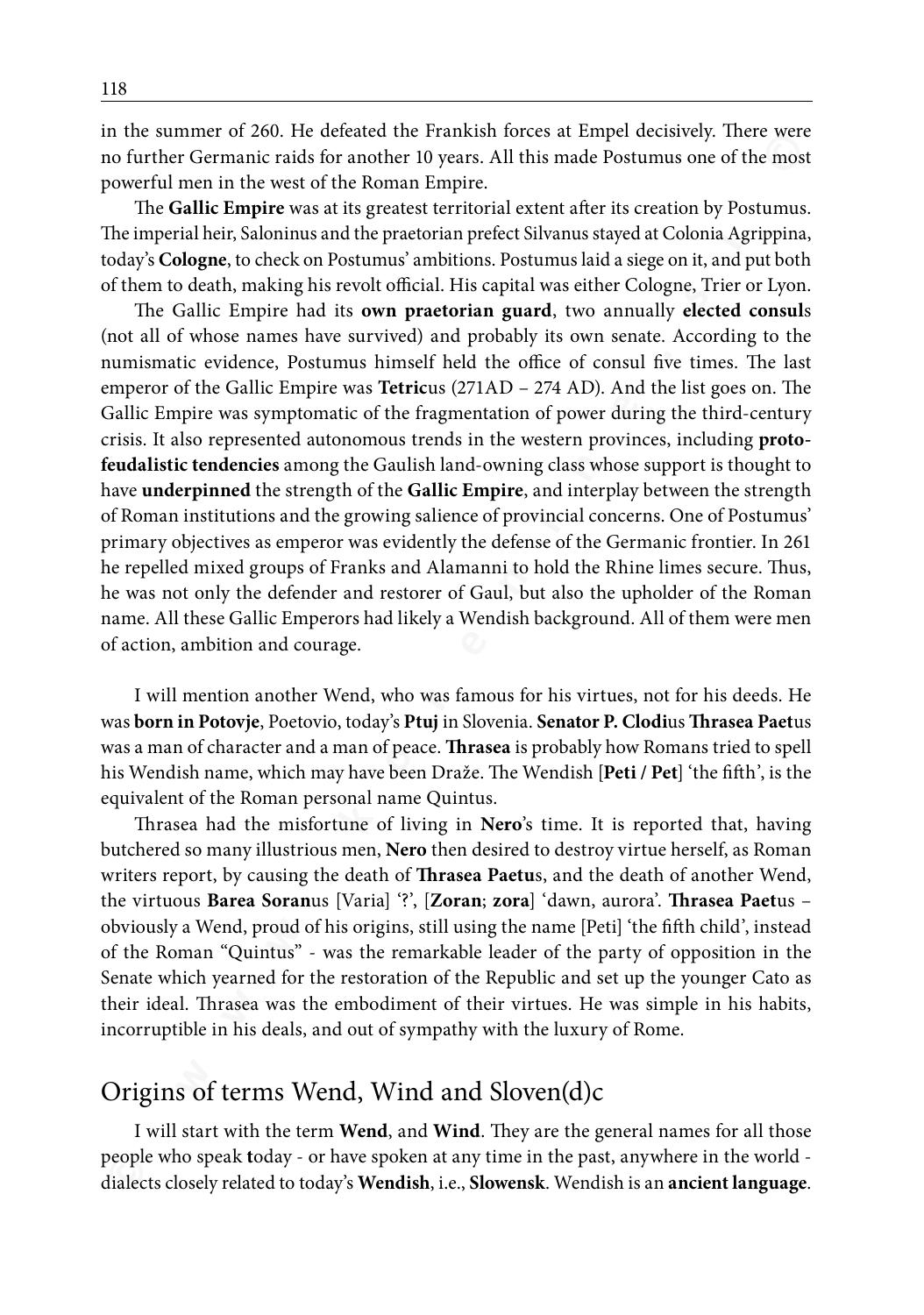in the summer of 260. He defeated the Frankish forces at Empel decisively. There were no further Germanic raids for another 10 years. All this made Postumus one of the most powerful men in the west of the Roman Empire.

The **Gallic Empire** was at its greatest territorial extent after its creation by Postumus. The imperial heir, Saloninus and the praetorian prefect Silvanus stayed at Colonia Agrippina, today's **Cologne**, to check on Postumus' ambitions. Postumus laid a siege on it, and put both of them to death, making his revolt official. His capital was either Cologne, Trier or Lyon.

The Gallic Empire had its **own praetorian guard**, two annually **elected consul**s (not all of whose names have survived) and probably its own senate. According to the numismatic evidence, Postumus himself held the office of consul five times. The last emperor of the Gallic Empire was **Tetric**us (271AD – 274 AD). And the list goes on. The Gallic Empire was symptomatic of the fragmentation of power during the third-century crisis. It also represented autonomous trends in the western provinces, including **proto-feudalistic tendencies** among the Gaulish land-owning class whose support is thought to have **underpinned** the strength of the **Gallic Empire**, and interplay between the strength of Roman institutions and the growing salience of provincial concerns. One of Postumus' primary objectives as emperor was evidently the defense of the Germanic frontier. In 261 he repelled mixed groups of Franks and Alamanni to hold the Rhine limes secure. Thus, he was not only the defender and restorer of Gaul, but also the upholder of the Roman name. All these Gallic Emperors had likely a Wendish background. All of them were men of action, ambition and courage.

I will mention another Wend, who was famous for his virtues, not for his deeds. He was **born in Potovje**, Poetovio, today's **Ptuj** in Slovenia. **Senator P. Clodi**us **Thrasea Paet**us was a man of character and a man of peace. **Thrasea** is probably how Romans tried to spell his Wendish name, which may have been Draže. The Wendish [**Peti / Pet**] 'the fifth', is the equivalent of the Roman personal name Quintus.

Thrasea had the misfortune of living in **Nero**'s time. It is reported that, having butchered so many illustrious men, **Nero** then desired to destroy virtue herself, as Roman writers report, by causing the death of **Thrasea Paetu**s, and the death of another Wend, the virtuous **Barea Soran**us [Varia] '?', [**Zoran**; **zora**] 'dawn, aurora'. **Thrasea Paet**us – obviously a Wend, proud of his origins, still using the name [Peti] 'the fifth child', instead of the Roman "Quintus" - was the remarkable leader of the party of opposition in the Senate which yearned for the restoration of the Republic and set up the younger Cato as their ideal. Thrasea was the embodiment of their virtues. He was simple in his habits, incorruptible in his deals, and out of sympathy with the luxury of Rome.

## Origins of terms Wend, Wind and Sloven(d)c

I will start with the term **Wend**, and **Wind**. They are the general names for all those people who speak **t**oday - or have spoken at any time in the past, anywhere in the world - dialects closely related to today's **Wendish**, i.e., **Slowensk**. Wendish is an **ancient language**.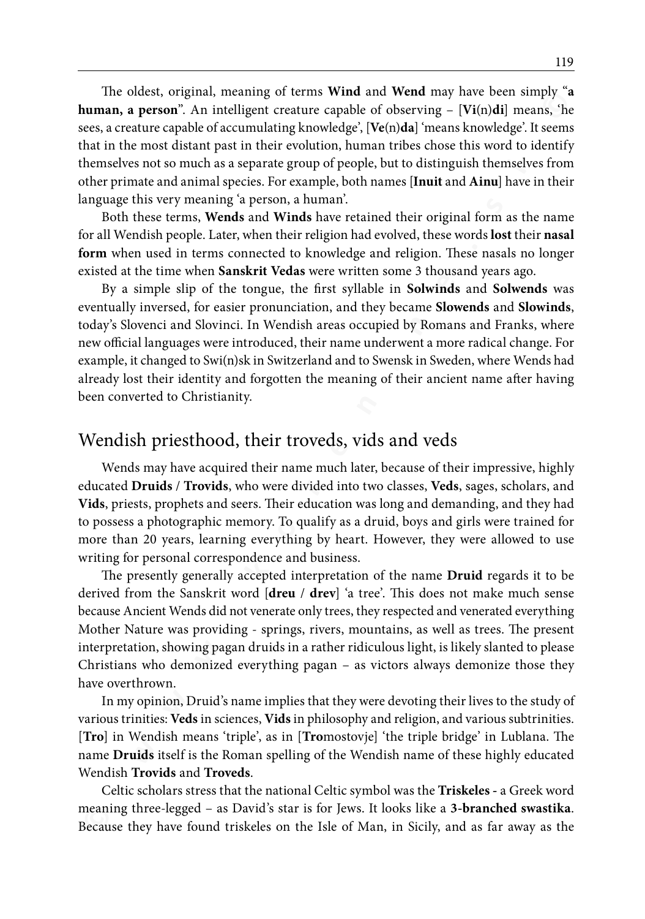The oldest, original, meaning of terms **Wind** and **Wend** may have been simply "**a human, a person**". An intelligent creature capable of observing – [**Vi**(n)**di**] means, 'he sees, a creature capable of accumulating knowledge', [**Ve**(n)**da**] 'means knowledge'. It seems that in the most distant past in their evolution, human tribes chose this word to identify themselves not so much as a separate group of people, but to distinguish themselves from other primate and animal species. For example, both names [**Inuit** and **Ainu**] have in their language this very meaning 'a person, a human'.

Both these terms, **Wends** and **Winds** have retained their original form as the name for all Wendish people. Later, when their religion had evolved, these words **lost** their **nasal form** when used in terms connected to knowledge and religion. These nasals no longer existed at the time when **Sanskrit Vedas** were written some 3 thousand years ago.

By a simple slip of the tongue, the first syllable in **Solwinds** and **Solwends** was eventually inversed, for easier pronunciation, and they became **Slowends** and **Slowinds**, today's Slovenci and Slovinci. In Wendish areas occupied by Romans and Franks, where new official languages were introduced, their name underwent a more radical change. For example, it changed to Swi(n)sk in Switzerland and to Swensk in Sweden, where Wends had already lost their identity and forgotten the meaning of their ancient name after having been converted to Christianity.

## Wendish priesthood, their troveds, vids and veds

Wends may have acquired their name much later, because of their impressive, highly educated **Druids / Trovids**, who were divided into two classes, **Veds**, sages, scholars, and **Vids**, priests, prophets and seers. Their education was long and demanding, and they had to possess a photographic memory. To qualify as a druid, boys and girls were trained for more than 20 years, learning everything by heart. However, they were allowed to use writing for personal correspondence and business.

The presently generally accepted interpretation of the name **Druid** regards it to be derived from the Sanskrit word [**dreu / drev**] 'a tree'. This does not make much sense because Ancient Wends did not venerate only trees, they respected and venerated everything Mother Nature was providing - springs, rivers, mountains, as well as trees. The present interpretation, showing pagan druids in a rather ridiculous light, is likely slanted to please Christians who demonized everything pagan – as victors always demonize those they have overthrown.

In my opinion, Druid's name implies that they were devoting their lives to the study of various trinities: **Veds** in sciences, **Vids** in philosophy and religion, and various subtrinities. [**Tro**] in Wendish means 'triple', as in [**Tro**mostovje] 'the triple bridge' in Lublana. The name **Druids** itself is the Roman spelling of the Wendish name of these highly educated Wendish **Trovids** and **Troveds**.

Celtic scholars stress that the national Celtic symbol was the **Triskeles** - a Greek word meaning three-legged – as David's star is for Jews. It looks like a **3-branched swastika**. Because they have found triskeles on the Isle of Man, in Sicily, and as far away as the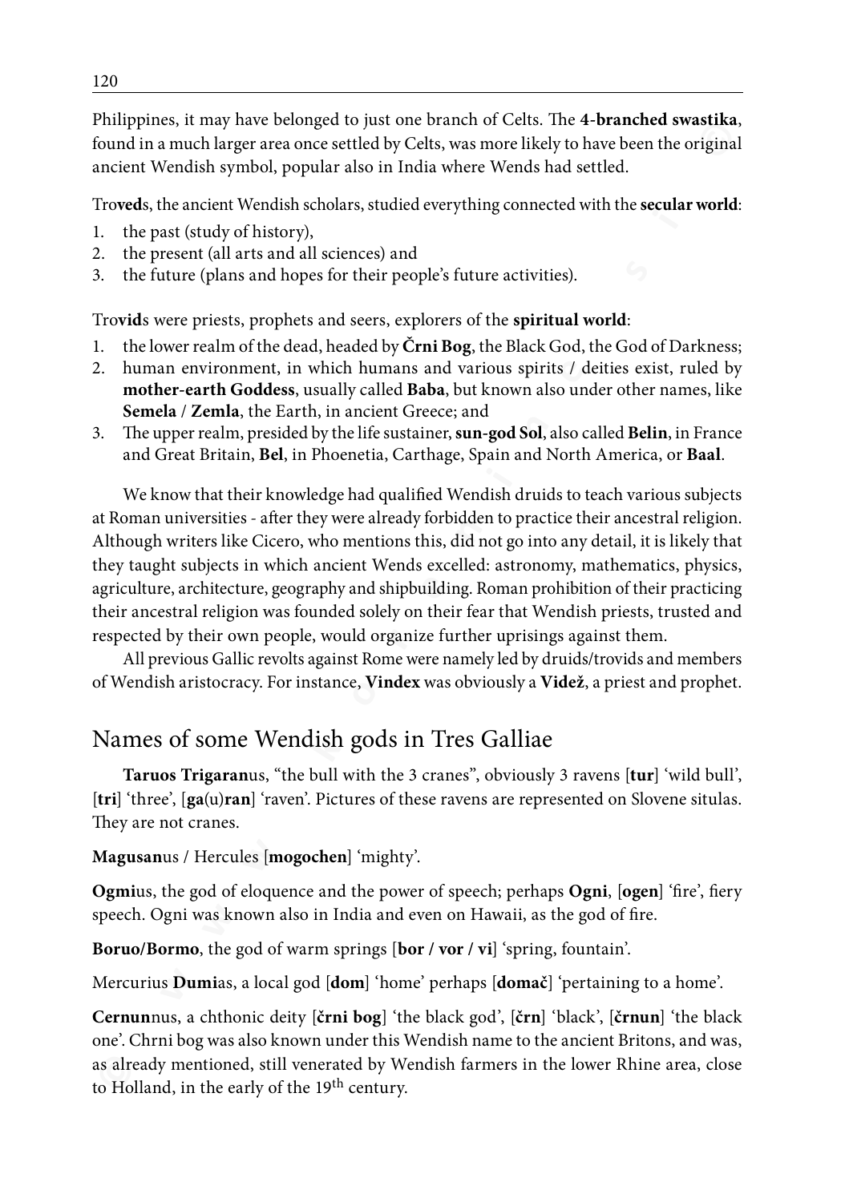Philippines, it may have belonged to just one branch of Celts. The **4-branched swastika**, found in a much larger area once settled by Celts, was more likely to have been the original ancient Wendish symbol, popular also in India where Wends had settled.

Tro**ved**s, the ancient Wendish scholars, studied everything connected with the **secular world**:

1. the past (study of history),
2. the present (all arts and all sciences) and
3. the future (plans and hopes for their people's future activities).

Tro**vid**s were priests, prophets and seers, explorers of the **spiritual world**:

1. the lower realm of the dead, headed by **Črni Bog**, the Black God, the God of Darkness;
2. human environment, in which humans and various spirits / deities exist, ruled by **mother-earth Goddess**, usually called **Baba**, but known also under other names, like **Semela / Zemla**, the Earth, in ancient Greece; and
3. The upper realm, presided by the life sustainer, **sun-god Sol**, also called **Belin**, in France and Great Britain, **Bel**, in Phoenetia, Carthage, Spain and North America, or **Baal**.

We know that their knowledge had qualified Wendish druids to teach various subjects at Roman universities - after they were already forbidden to practice their ancestral religion. Although writers like Cicero, who mentions this, did not go into any detail, it is likely that they taught subjects in which ancient Wends excelled: astronomy, mathematics, physics, agriculture, architecture, geography and shipbuilding. Roman prohibition of their practicing their ancestral religion was founded solely on their fear that Wendish priests, trusted and respected by their own people, would organize further uprisings against them.

All previous Gallic revolts against Rome were namely led by druids/trovids and members of Wendish aristocracy. For instance, **Vindex** was obviously a **Videž**, a priest and prophet.

## Names of some Wendish gods in Tres Galliae

**Taruos Trigaran**us, "the bull with the 3 cranes", obviously 3 ravens [**tur**] 'wild bull', [**tri**] 'three', [**ga**(u)**ran**] 'raven'. Pictures of these ravens are represented on Slovene situlas. They are not cranes.

**Magusan**us / Hercules [**mogochen**] 'mighty'.

**Ogmi**us, the god of eloquence and the power of speech; perhaps **Ogni**, [**ogen**] 'fire', fiery speech. Ogni was known also in India and even on Hawaii, as the god of fire.

**Boruo/Bormo**, the god of warm springs [**bor / vor / vi**] 'spring, fountain'.

Mercurius **Dumi**as, a local god [**dom**] 'home' perhaps [**domač**] 'pertaining to a home'.

**Cernun**nus, a chthonic deity [**črni bog**] 'the black god', [**črn**] 'black', [**črnun**] 'the black one'. Chrni bog was also known under this Wendish name to the ancient Britons, and was, as already mentioned, still venerated by Wendish farmers in the lower Rhine area, close to Holland, in the early of the 19th century.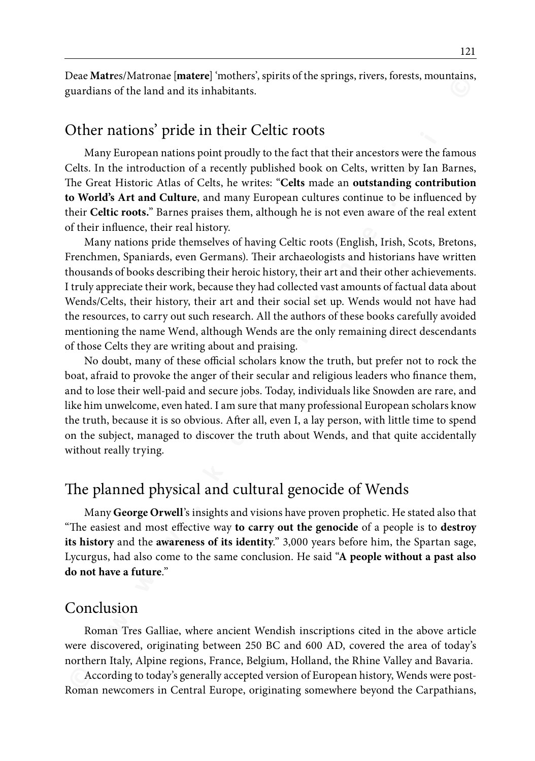Deae **Matr**es/Matronae [**matere**] 'mothers', spirits of the springs, rivers, forests, mountains, guardians of the land and its inhabitants.

## Other nations' pride in their Celtic roots

Many European nations point proudly to the fact that their ancestors were the famous Celts. In the introduction of a recently published book on Celts, written by Ian Barnes, The Great Historic Atlas of Celts, he writes: "**Celts** made an **outstanding contribution to World's Art and Culture**, and many European cultures continue to be influenced by their **Celtic roots.**" Barnes praises them, although he is not even aware of the real extent of their influence, their real history.

Many nations pride themselves of having Celtic roots (English, Irish, Scots, Bretons, Frenchmen, Spaniards, even Germans). Their archaeologists and historians have written thousands of books describing their heroic history, their art and their other achievements. I truly appreciate their work, because they had collected vast amounts of factual data about Wends/Celts, their history, their art and their social set up. Wends would not have had the resources, to carry out such research. All the authors of these books carefully avoided mentioning the name Wend, although Wends are the only remaining direct descendants of those Celts they are writing about and praising.

No doubt, many of these official scholars know the truth, but prefer not to rock the boat, afraid to provoke the anger of their secular and religious leaders who finance them, and to lose their well-paid and secure jobs. Today, individuals like Snowden are rare, and like him unwelcome, even hated. I am sure that many professional European scholars know the truth, because it is so obvious. After all, even I, a lay person, with little time to spend on the subject, managed to discover the truth about Wends, and that quite accidentally without really trying.

## The planned physical and cultural genocide of Wends

Many **George Orwell**'s insights and visions have proven prophetic. He stated also that "The easiest and most effective way **to carry out the genocide** of a people is to **destroy its history** and the **awareness of its identity**." 3,000 years before him, the Spartan sage, Lycurgus, had also come to the same conclusion. He said "**A people without a past also do not have a future**."

## Conclusion

Roman Tres Galliae, where ancient Wendish inscriptions cited in the above article were discovered, originating between 250 BC and 600 AD, covered the area of today's northern Italy, Alpine regions, France, Belgium, Holland, the Rhine Valley and Bavaria.

According to today's generally accepted version of European history, Wends were post-Roman newcomers in Central Europe, originating somewhere beyond the Carpathians,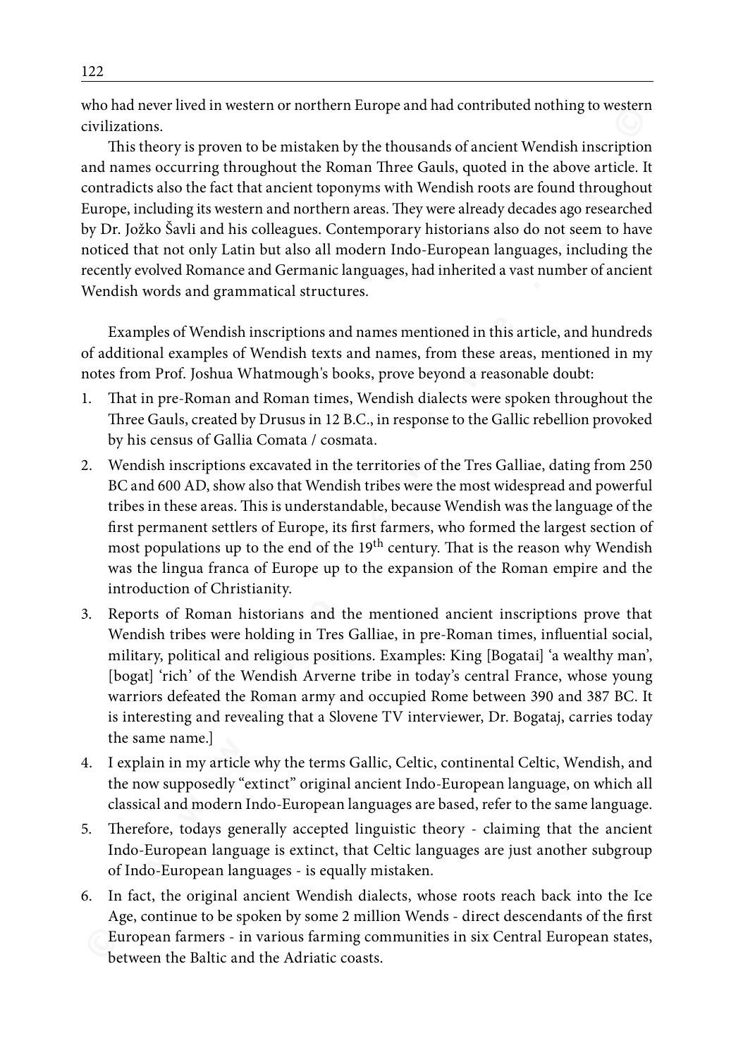who had never lived in western or northern Europe and had contributed nothing to western civilizations.

This theory is proven to be mistaken by the thousands of ancient Wendish inscription and names occurring throughout the Roman Three Gauls, quoted in the above article. It contradicts also the fact that ancient toponyms with Wendish roots are found throughout Europe, including its western and northern areas. They were already decades ago researched by Dr. Jožko Šavli and his colleagues. Contemporary historians also do not seem to have noticed that not only Latin but also all modern Indo-European languages, including the recently evolved Romance and Germanic languages, had inherited a vast number of ancient Wendish words and grammatical structures.

Examples of Wendish inscriptions and names mentioned in this article, and hundreds of additional examples of Wendish texts and names, from these areas, mentioned in my notes from Prof. Joshua Whatmough's books, prove beyond a reasonable doubt:

1. That in pre-Roman and Roman times, Wendish dialects were spoken throughout the Three Gauls, created by Drusus in 12 B.C., in response to the Gallic rebellion provoked by his census of Gallia Comata / cosmata.
2. Wendish inscriptions excavated in the territories of the Tres Galliae, dating from 250 BC and 600 AD, show also that Wendish tribes were the most widespread and powerful tribes in these areas. This is understandable, because Wendish was the language of the first permanent settlers of Europe, its first farmers, who formed the largest section of most populations up to the end of the 19th century. That is the reason why Wendish was the lingua franca of Europe up to the expansion of the Roman empire and the introduction of Christianity.
3. Reports of Roman historians and the mentioned ancient inscriptions prove that Wendish tribes were holding in Tres Galliae, in pre-Roman times, influential social, military, political and religious positions. Examples: King [Bogatai] 'a wealthy man', [bogat] 'rich' of the Wendish Arverne tribe in today's central France, whose young warriors defeated the Roman army and occupied Rome between 390 and 387 BC. It is interesting and revealing that a Slovene TV interviewer, Dr. Bogataj, carries today the same name.]
4. I explain in my article why the terms Gallic, Celtic, continental Celtic, Wendish, and the now supposedly "extinct" original ancient Indo-European language, on which all classical and modern Indo-European languages are based, refer to the same language.
5. Therefore, todays generally accepted linguistic theory - claiming that the ancient Indo-European language is extinct, that Celtic languages are just another subgroup of Indo-European languages - is equally mistaken.
6. In fact, the original ancient Wendish dialects, whose roots reach back into the Ice Age, continue to be spoken by some 2 million Wends - direct descendants of the first European farmers - in various farming communities in six Central European states, between the Baltic and the Adriatic coasts.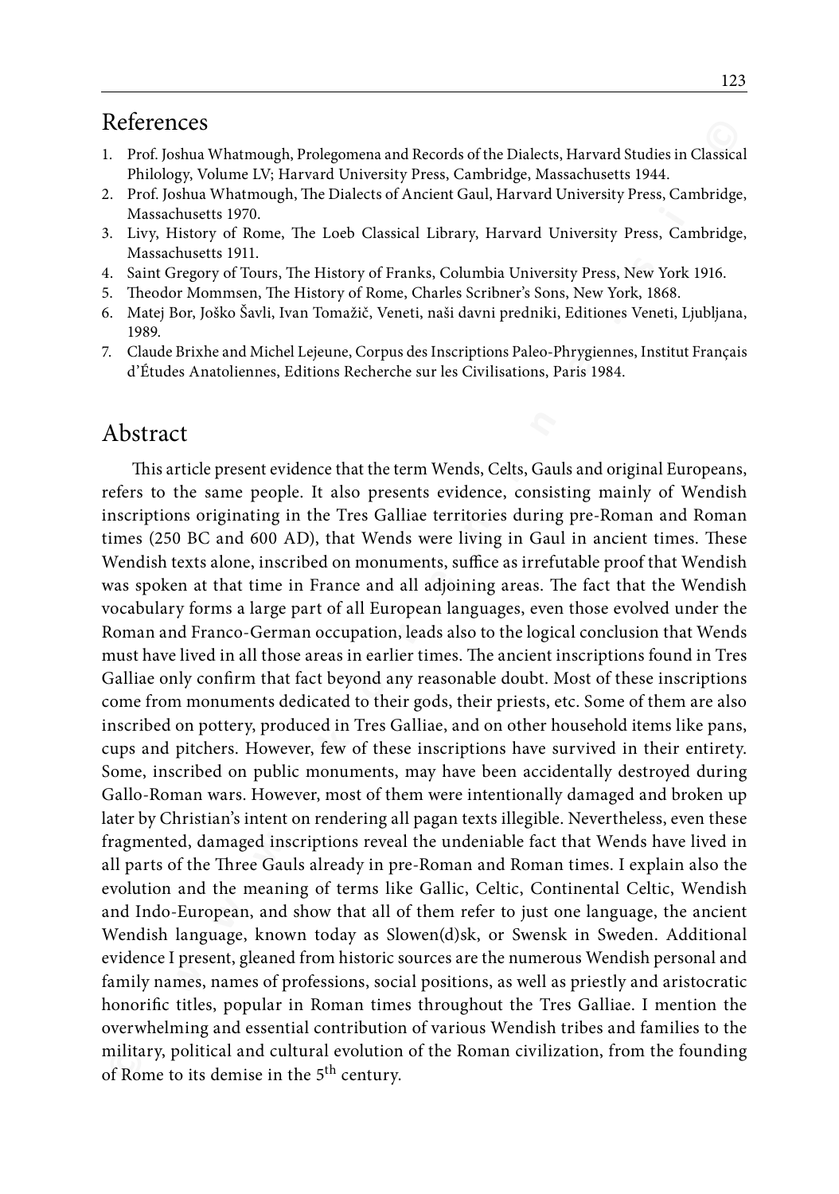## References

1. Prof. Joshua Whatmough, Prolegomena and Records of the Dialects, Harvard Studies in Classical Philology, Volume LV; Harvard University Press, Cambridge, Massachusetts 1944.
2. Prof. Joshua Whatmough, The Dialects of Ancient Gaul, Harvard University Press, Cambridge, Massachusetts 1970.
3. Livy, History of Rome, The Loeb Classical Library, Harvard University Press, Cambridge, Massachusetts 1911.
4. Saint Gregory of Tours, The History of Franks, Columbia University Press, New York 1916.
5. Theodor Mommsen, The History of Rome, Charles Scribner's Sons, New York, 1868.
6. Matej Bor, Joško Šavli, Ivan Tomažič, Veneti, naši davni predniki, Editiones Veneti, Ljubljana, 1989.
7. Claude Brixhe and Michel Lejeune, Corpus des Inscriptions Paleo-Phrygiennes, Institut Français d'Études Anatoliennes, Editions Recherche sur les Civilisations, Paris 1984.

## Abstract

This article present evidence that the term Wends, Celts, Gauls and original Europeans, refers to the same people. It also presents evidence, consisting mainly of Wendish inscriptions originating in the Tres Galliae territories during pre-Roman and Roman times (250 BC and 600 AD), that Wends were living in Gaul in ancient times. These Wendish texts alone, inscribed on monuments, suffice as irrefutable proof that Wendish was spoken at that time in France and all adjoining areas. The fact that the Wendish vocabulary forms a large part of all European languages, even those evolved under the Roman and Franco-German occupation, leads also to the logical conclusion that Wends must have lived in all those areas in earlier times. The ancient inscriptions found in Tres Galliae only confirm that fact beyond any reasonable doubt. Most of these inscriptions come from monuments dedicated to their gods, their priests, etc. Some of them are also inscribed on pottery, produced in Tres Galliae, and on other household items like pans, cups and pitchers. However, few of these inscriptions have survived in their entirety. Some, inscribed on public monuments, may have been accidentally destroyed during Gallo-Roman wars. However, most of them were intentionally damaged and broken up later by Christian's intent on rendering all pagan texts illegible. Nevertheless, even these fragmented, damaged inscriptions reveal the undeniable fact that Wends have lived in all parts of the Three Gauls already in pre-Roman and Roman times. I explain also the evolution and the meaning of terms like Gallic, Celtic, Continental Celtic, Wendish and Indo-European, and show that all of them refer to just one language, the ancient Wendish language, known today as Slowen(d)sk, or Swensk in Sweden. Additional evidence I present, gleaned from historic sources are the numerous Wendish personal and family names, names of professions, social positions, as well as priestly and aristocratic honorific titles, popular in Roman times throughout the Tres Galliae. I mention the overwhelming and essential contribution of various Wendish tribes and families to the military, political and cultural evolution of the Roman civilization, from the founding of Rome to its demise in the 5$^{th}$ century.